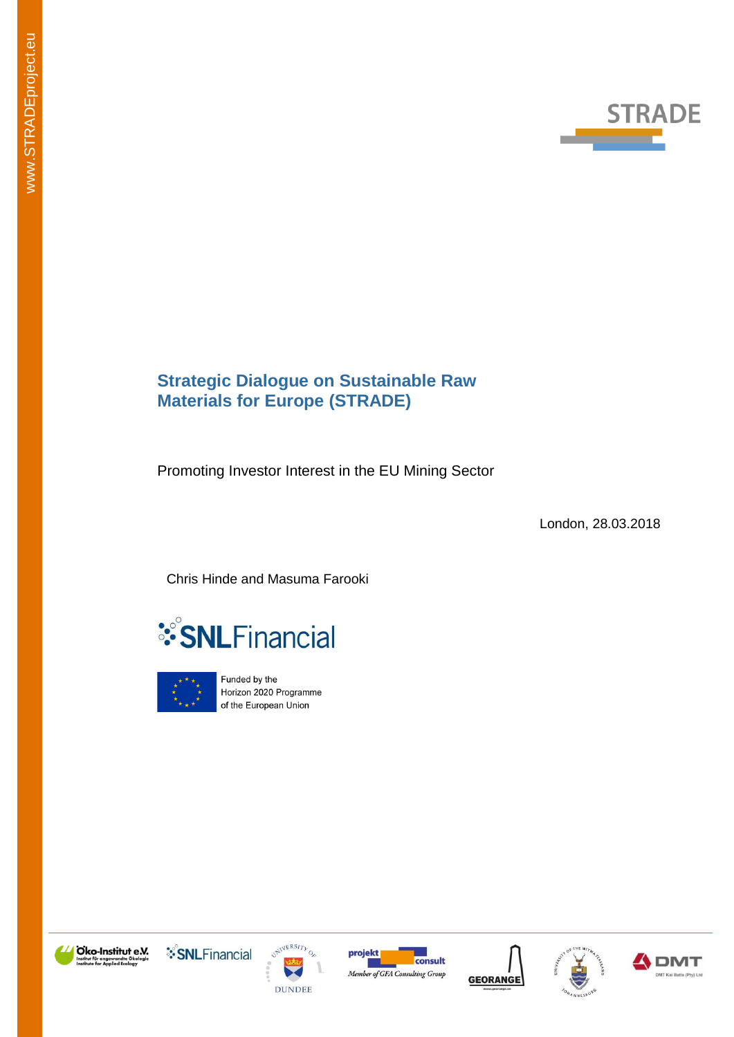# Strategic Dialogue on Sustainable Raw Materials for Europe (STRADE)

Promoting Investor Interest in the EU Mining Sector

London, 28.03.2018

Chris Hinde and Masuma Farooki

Funded by the Horizon 2020 Programme of the European Union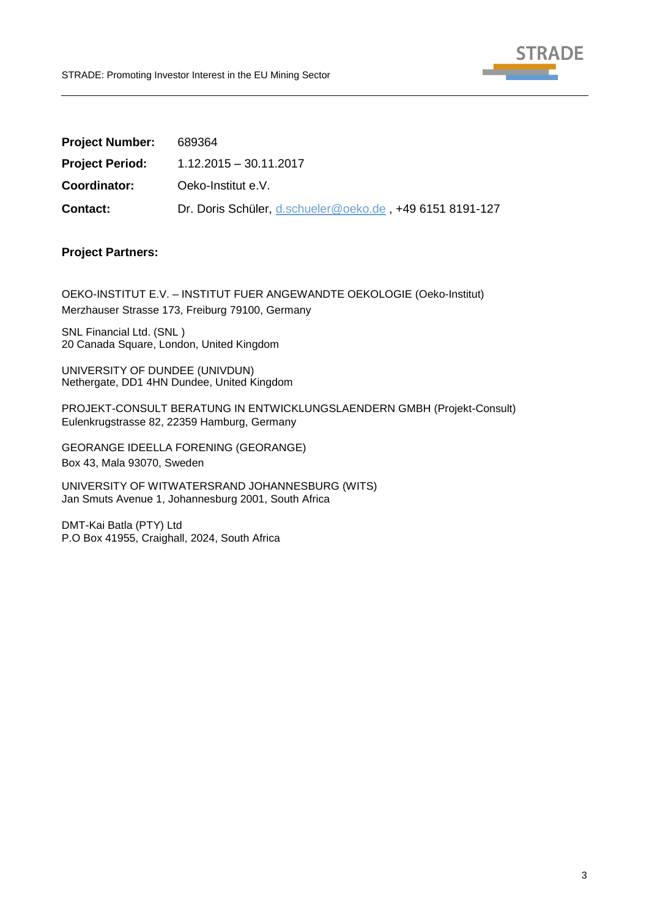**Project Number:** 689364

**Project Period:** 1.12.2015 – 30.11.2017

**Coordinator:** Oeko-Institut e.V.

**Contact:** Dr. Doris Schüler, d.schueler@oeko.de , +49 6151 8191-127

**Project Partners:**

OEKO-INSTITUT E.V. – INSTITUT FUER ANGEWANDTE OEKOLOGIE (Oeko-Institut)
Merzhauser Strasse 173, Freiburg 79100, Germany

SNL Financial Ltd. (SNL )
20 Canada Square, London, United Kingdom

UNIVERSITY OF DUNDEE (UNIVDUN)
Nethergate, DD1 4HN Dundee, United Kingdom

PROJEKT-CONSULT BERATUNG IN ENTWICKLUNGSLAENDERN GMBH (Projekt-Consult)
Eulenkrugstrasse 82, 22359 Hamburg, Germany

GEORANGE IDEELLA FORENING (GEORANGE)
Box 43, Mala 93070, Sweden

UNIVERSITY OF WITWATERSRAND JOHANNESBURG (WITS)
Jan Smuts Avenue 1, Johannesburg 2001, South Africa

DMT-Kai Batla (PTY) Ltd
P.O Box 41955, Craighall, 2024, South Africa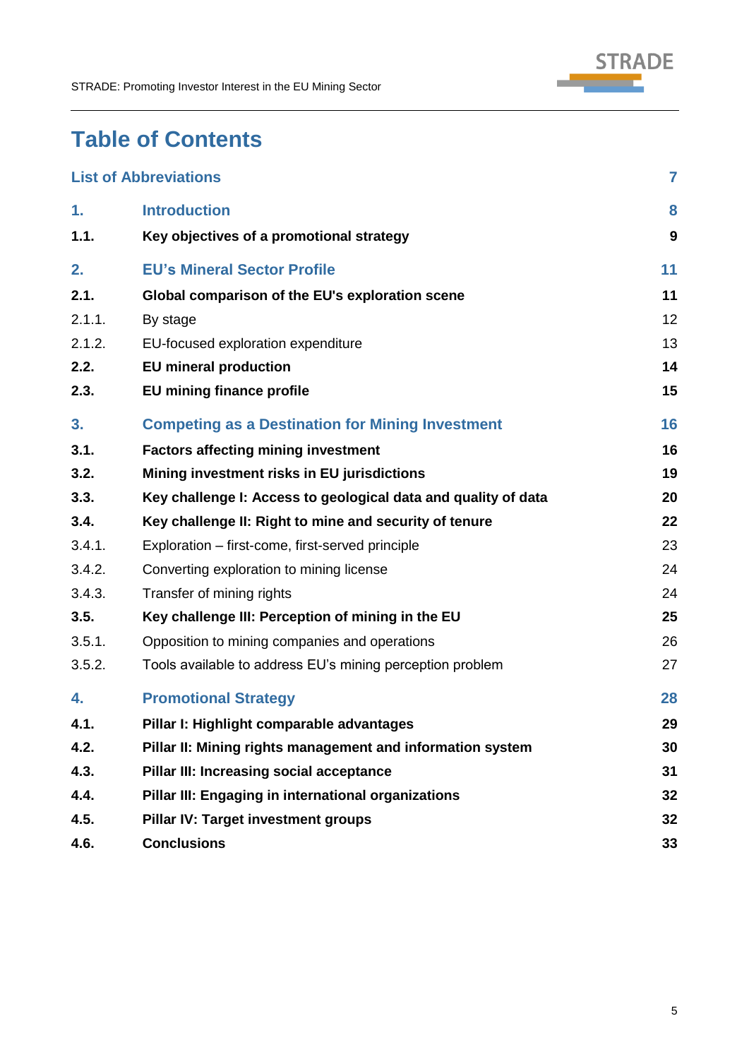# Table of Contents

| | | |
|---|---|---|
| **List of Abbreviations** | | **7** |
| **1.** | **Introduction** | **8** |
| **1.1.** | **Key objectives of a promotional strategy** | **9** |
| **2.** | **EU's Mineral Sector Profile** | **11** |
| **2.1.** | **Global comparison of the EU's exploration scene** | **11** |
| 2.1.1. | By stage | 12 |
| 2.1.2. | EU-focused exploration expenditure | 13 |
| **2.2.** | **EU mineral production** | **14** |
| **2.3.** | **EU mining finance profile** | **15** |
| **3.** | **Competing as a Destination for Mining Investment** | **16** |
| **3.1.** | **Factors affecting mining investment** | **16** |
| **3.2.** | **Mining investment risks in EU jurisdictions** | **19** |
| **3.3.** | **Key challenge I: Access to geological data and quality of data** | **20** |
| **3.4.** | **Key challenge II: Right to mine and security of tenure** | **22** |
| 3.4.1. | Exploration – first-come, first-served principle | 23 |
| 3.4.2. | Converting exploration to mining license | 24 |
| 3.4.3. | Transfer of mining rights | 24 |
| **3.5.** | **Key challenge III: Perception of mining in the EU** | **25** |
| 3.5.1. | Opposition to mining companies and operations | 26 |
| 3.5.2. | Tools available to address EU's mining perception problem | 27 |
| **4.** | **Promotional Strategy** | **28** |
| **4.1.** | **Pillar I: Highlight comparable advantages** | **29** |
| **4.2.** | **Pillar II: Mining rights management and information system** | **30** |
| **4.3.** | **Pillar III: Increasing social acceptance** | **31** |
| **4.4.** | **Pillar III: Engaging in international organizations** | **32** |
| **4.5.** | **Pillar IV: Target investment groups** | **32** |
| **4.6.** | **Conclusions** | **33** |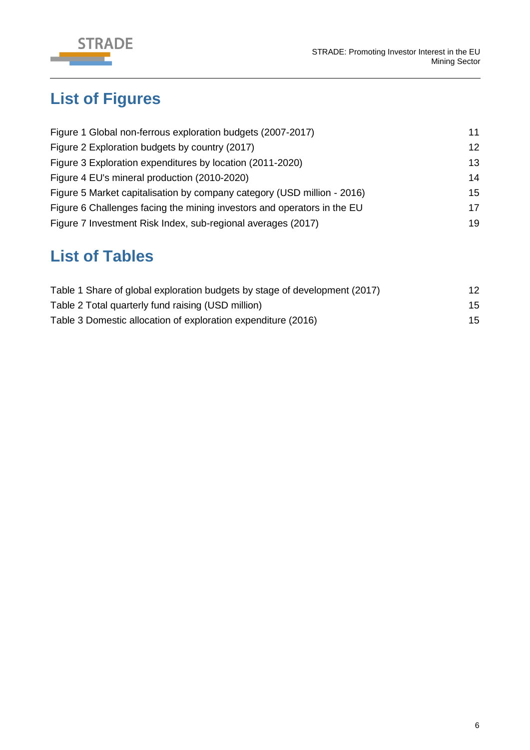## List of Figures

Figure 1 Global non-ferrous exploration budgets (2007-2017) 11
Figure 2 Exploration budgets by country (2017) 12
Figure 3 Exploration expenditures by location (2011-2020) 13
Figure 4 EU's mineral production (2010-2020) 14
Figure 5 Market capitalisation by company category (USD million - 2016) 15
Figure 6 Challenges facing the mining investors and operators in the EU 17
Figure 7 Investment Risk Index, sub-regional averages (2017) 19

## List of Tables

Table 1 Share of global exploration budgets by stage of development (2017) 12
Table 2 Total quarterly fund raising (USD million) 15
Table 3 Domestic allocation of exploration expenditure (2016) 15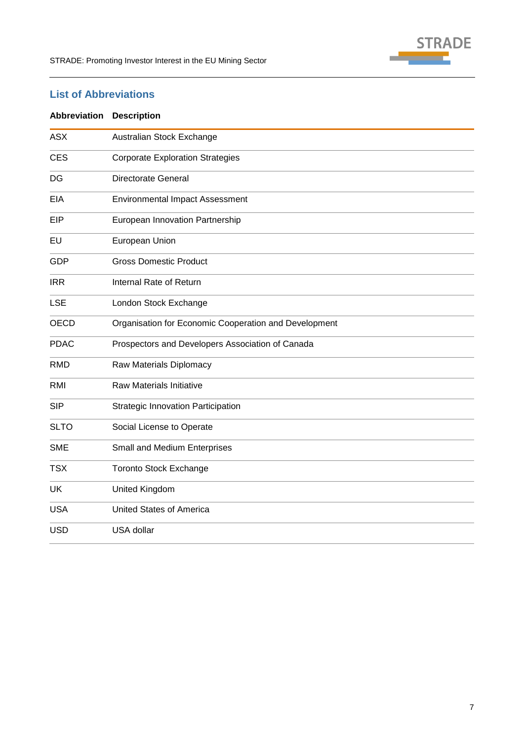## List of Abbreviations

| Abbreviation | Description |
|---|---|
| ASX | Australian Stock Exchange |
| CES | Corporate Exploration Strategies |
| DG | Directorate General |
| EIA | Environmental Impact Assessment |
| EIP | European Innovation Partnership |
| EU | European Union |
| GDP | Gross Domestic Product |
| IRR | Internal Rate of Return |
| LSE | London Stock Exchange |
| OECD | Organisation for Economic Cooperation and Development |
| PDAC | Prospectors and Developers Association of Canada |
| RMD | Raw Materials Diplomacy |
| RMI | Raw Materials Initiative |
| SIP | Strategic Innovation Participation |
| SLTO | Social License to Operate |
| SME | Small and Medium Enterprises |
| TSX | Toronto Stock Exchange |
| UK | United Kingdom |
| USA | United States of America |
| USD | USA dollar |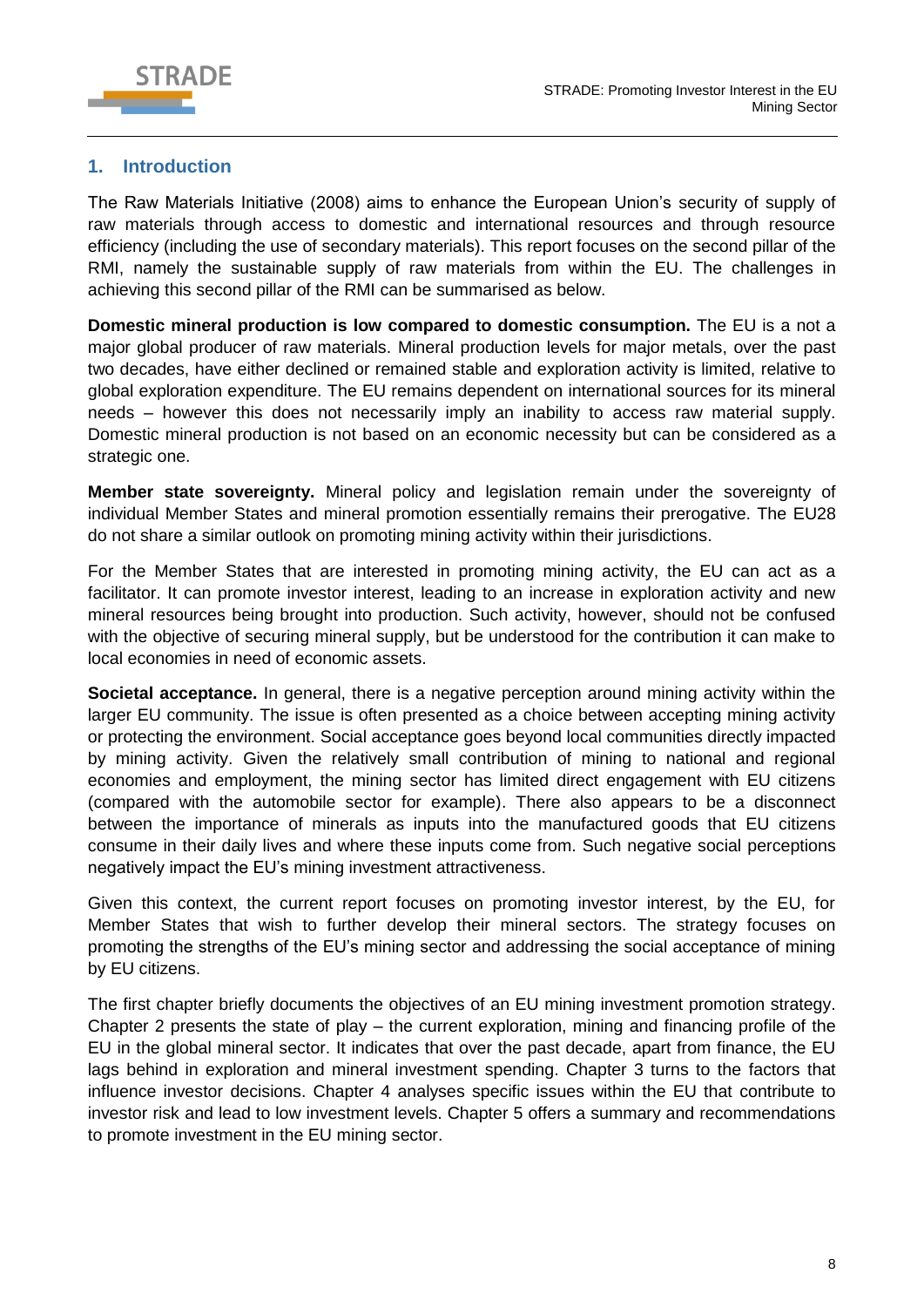## 1. Introduction

The Raw Materials Initiative (2008) aims to enhance the European Union's security of supply of raw materials through access to domestic and international resources and through resource efficiency (including the use of secondary materials). This report focuses on the second pillar of the RMI, namely the sustainable supply of raw materials from within the EU. The challenges in achieving this second pillar of the RMI can be summarised as below.

**Domestic mineral production is low compared to domestic consumption.** The EU is a not a major global producer of raw materials. Mineral production levels for major metals, over the past two decades, have either declined or remained stable and exploration activity is limited, relative to global exploration expenditure. The EU remains dependent on international sources for its mineral needs – however this does not necessarily imply an inability to access raw material supply. Domestic mineral production is not based on an economic necessity but can be considered as a strategic one.

**Member state sovereignty.** Mineral policy and legislation remain under the sovereignty of individual Member States and mineral promotion essentially remains their prerogative. The EU28 do not share a similar outlook on promoting mining activity within their jurisdictions.

For the Member States that are interested in promoting mining activity, the EU can act as a facilitator. It can promote investor interest, leading to an increase in exploration activity and new mineral resources being brought into production. Such activity, however, should not be confused with the objective of securing mineral supply, but be understood for the contribution it can make to local economies in need of economic assets.

**Societal acceptance.** In general, there is a negative perception around mining activity within the larger EU community. The issue is often presented as a choice between accepting mining activity or protecting the environment. Social acceptance goes beyond local communities directly impacted by mining activity. Given the relatively small contribution of mining to national and regional economies and employment, the mining sector has limited direct engagement with EU citizens (compared with the automobile sector for example). There also appears to be a disconnect between the importance of minerals as inputs into the manufactured goods that EU citizens consume in their daily lives and where these inputs come from. Such negative social perceptions negatively impact the EU's mining investment attractiveness.

Given this context, the current report focuses on promoting investor interest, by the EU, for Member States that wish to further develop their mineral sectors. The strategy focuses on promoting the strengths of the EU's mining sector and addressing the social acceptance of mining by EU citizens.

The first chapter briefly documents the objectives of an EU mining investment promotion strategy. Chapter 2 presents the state of play – the current exploration, mining and financing profile of the EU in the global mineral sector. It indicates that over the past decade, apart from finance, the EU lags behind in exploration and mineral investment spending. Chapter 3 turns to the factors that influence investor decisions. Chapter 4 analyses specific issues within the EU that contribute to investor risk and lead to low investment levels. Chapter 5 offers a summary and recommendations to promote investment in the EU mining sector.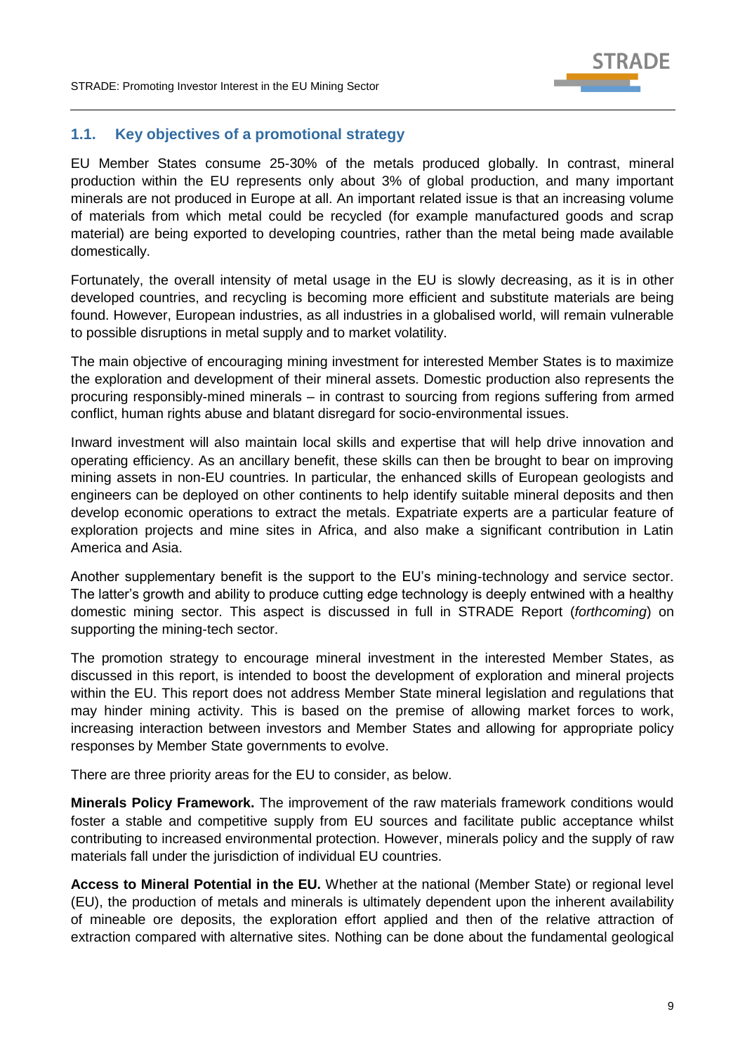## 1.1. Key objectives of a promotional strategy

EU Member States consume 25-30% of the metals produced globally. In contrast, mineral production within the EU represents only about 3% of global production, and many important minerals are not produced in Europe at all. An important related issue is that an increasing volume of materials from which metal could be recycled (for example manufactured goods and scrap material) are being exported to developing countries, rather than the metal being made available domestically.

Fortunately, the overall intensity of metal usage in the EU is slowly decreasing, as it is in other developed countries, and recycling is becoming more efficient and substitute materials are being found. However, European industries, as all industries in a globalised world, will remain vulnerable to possible disruptions in metal supply and to market volatility.

The main objective of encouraging mining investment for interested Member States is to maximize the exploration and development of their mineral assets. Domestic production also represents the procuring responsibly-mined minerals – in contrast to sourcing from regions suffering from armed conflict, human rights abuse and blatant disregard for socio-environmental issues.

Inward investment will also maintain local skills and expertise that will help drive innovation and operating efficiency. As an ancillary benefit, these skills can then be brought to bear on improving mining assets in non-EU countries. In particular, the enhanced skills of European geologists and engineers can be deployed on other continents to help identify suitable mineral deposits and then develop economic operations to extract the metals. Expatriate experts are a particular feature of exploration projects and mine sites in Africa, and also make a significant contribution in Latin America and Asia.

Another supplementary benefit is the support to the EU's mining-technology and service sector. The latter's growth and ability to produce cutting edge technology is deeply entwined with a healthy domestic mining sector. This aspect is discussed in full in STRADE Report (*forthcoming*) on supporting the mining-tech sector.

The promotion strategy to encourage mineral investment in the interested Member States, as discussed in this report, is intended to boost the development of exploration and mineral projects within the EU. This report does not address Member State mineral legislation and regulations that may hinder mining activity. This is based on the premise of allowing market forces to work, increasing interaction between investors and Member States and allowing for appropriate policy responses by Member State governments to evolve.

There are three priority areas for the EU to consider, as below.

**Minerals Policy Framework.** The improvement of the raw materials framework conditions would foster a stable and competitive supply from EU sources and facilitate public acceptance whilst contributing to increased environmental protection. However, minerals policy and the supply of raw materials fall under the jurisdiction of individual EU countries.

**Access to Mineral Potential in the EU.** Whether at the national (Member State) or regional level (EU), the production of metals and minerals is ultimately dependent upon the inherent availability of mineable ore deposits, the exploration effort applied and then of the relative attraction of extraction compared with alternative sites. Nothing can be done about the fundamental geological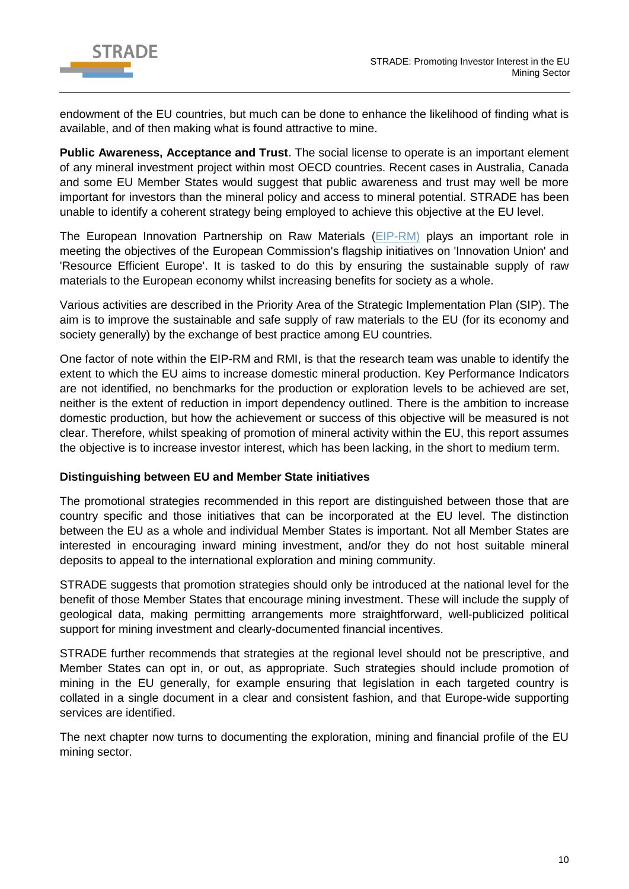endowment of the EU countries, but much can be done to enhance the likelihood of finding what is available, and of then making what is found attractive to mine.

**Public Awareness, Acceptance and Trust**. The social license to operate is an important element of any mineral investment project within most OECD countries. Recent cases in Australia, Canada and some EU Member States would suggest that public awareness and trust may well be more important for investors than the mineral policy and access to mineral potential. STRADE has been unable to identify a coherent strategy being employed to achieve this objective at the EU level.

The European Innovation Partnership on Raw Materials (EIP-RM) plays an important role in meeting the objectives of the European Commission's flagship initiatives on 'Innovation Union' and 'Resource Efficient Europe'. It is tasked to do this by ensuring the sustainable supply of raw materials to the European economy whilst increasing benefits for society as a whole.

Various activities are described in the Priority Area of the Strategic Implementation Plan (SIP). The aim is to improve the sustainable and safe supply of raw materials to the EU (for its economy and society generally) by the exchange of best practice among EU countries.

One factor of note within the EIP-RM and RMI, is that the research team was unable to identify the extent to which the EU aims to increase domestic mineral production. Key Performance Indicators are not identified, no benchmarks for the production or exploration levels to be achieved are set, neither is the extent of reduction in import dependency outlined. There is the ambition to increase domestic production, but how the achievement or success of this objective will be measured is not clear. Therefore, whilst speaking of promotion of mineral activity within the EU, this report assumes the objective is to increase investor interest, which has been lacking, in the short to medium term.

**Distinguishing between EU and Member State initiatives**

The promotional strategies recommended in this report are distinguished between those that are country specific and those initiatives that can be incorporated at the EU level. The distinction between the EU as a whole and individual Member States is important. Not all Member States are interested in encouraging inward mining investment, and/or they do not host suitable mineral deposits to appeal to the international exploration and mining community.

STRADE suggests that promotion strategies should only be introduced at the national level for the benefit of those Member States that encourage mining investment. These will include the supply of geological data, making permitting arrangements more straightforward, well-publicized political support for mining investment and clearly-documented financial incentives.

STRADE further recommends that strategies at the regional level should not be prescriptive, and Member States can opt in, or out, as appropriate. Such strategies should include promotion of mining in the EU generally, for example ensuring that legislation in each targeted country is collated in a single document in a clear and consistent fashion, and that Europe-wide supporting services are identified.

The next chapter now turns to documenting the exploration, mining and financial profile of the EU mining sector.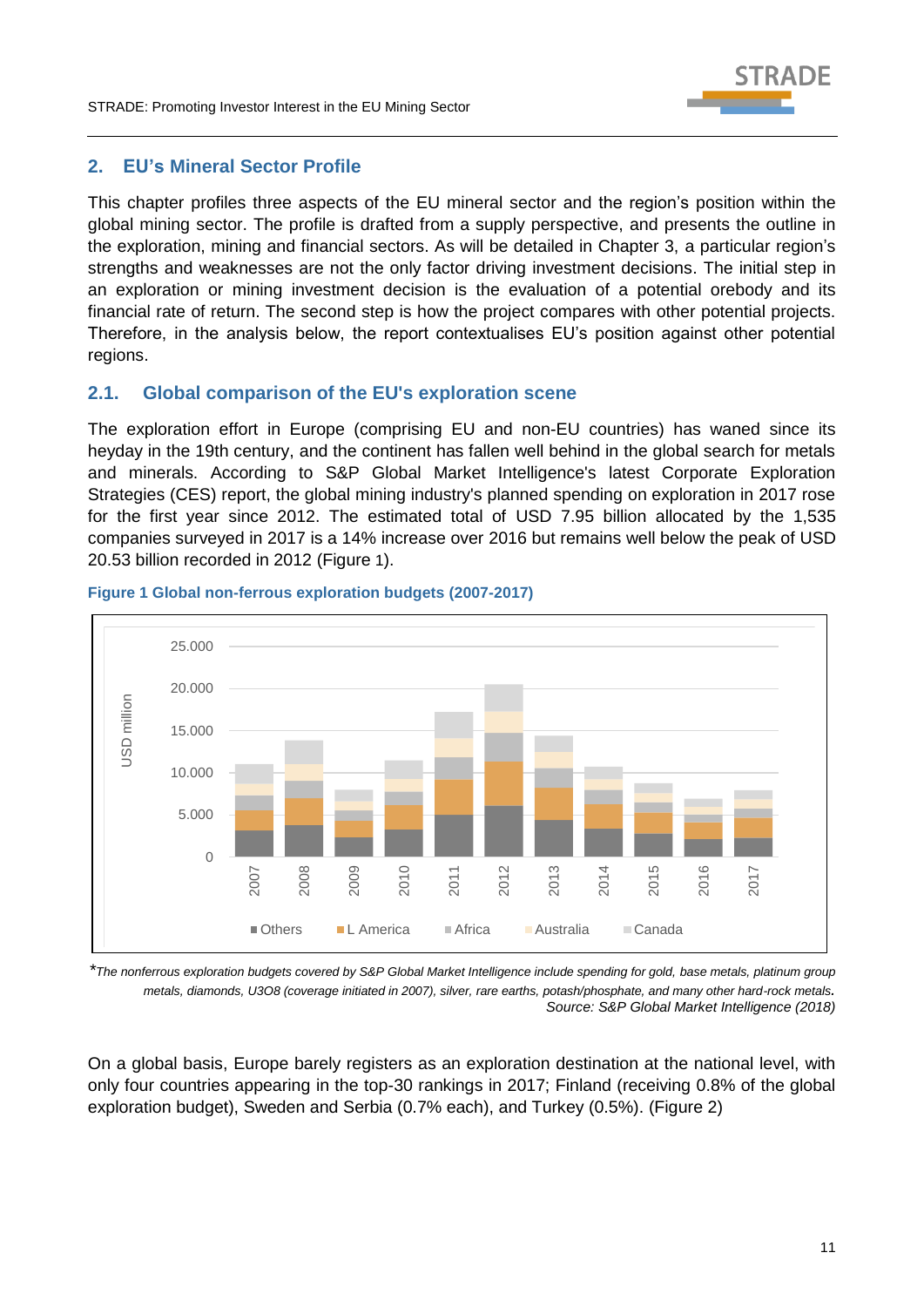## 2. EU's Mineral Sector Profile

This chapter profiles three aspects of the EU mineral sector and the region's position within the global mining sector. The profile is drafted from a supply perspective, and presents the outline in the exploration, mining and financial sectors. As will be detailed in Chapter 3, a particular region's strengths and weaknesses are not the only factor driving investment decisions. The initial step in an exploration or mining investment decision is the evaluation of a potential orebody and its financial rate of return. The second step is how the project compares with other potential projects. Therefore, in the analysis below, the report contextualises EU's position against other potential regions.

### 2.1. Global comparison of the EU's exploration scene

The exploration effort in Europe (comprising EU and non-EU countries) has waned since its heyday in the 19th century, and the continent has fallen well behind in the global search for metals and minerals. According to S&P Global Market Intelligence's latest Corporate Exploration Strategies (CES) report, the global mining industry's planned spending on exploration in 2017 rose for the first year since 2012. The estimated total of USD 7.95 billion allocated by the 1,535 companies surveyed in 2017 is a 14% increase over 2016 but remains well below the peak of USD 20.53 billion recorded in 2012 (Figure 1).

**Figure 1 Global non-ferrous exploration budgets (2007-2017)**

*\*The nonferrous exploration budgets covered by S&P Global Market Intelligence include spending for gold, base metals, platinum group metals, diamonds, U3O8 (coverage initiated in 2007), silver, rare earths, potash/phosphate, and many other hard-rock metals.*

*Source: S&P Global Market Intelligence (2018)*

On a global basis, Europe barely registers as an exploration destination at the national level, with only four countries appearing in the top-30 rankings in 2017; Finland (receiving 0.8% of the global exploration budget), Sweden and Serbia (0.7% each), and Turkey (0.5%). (Figure 2)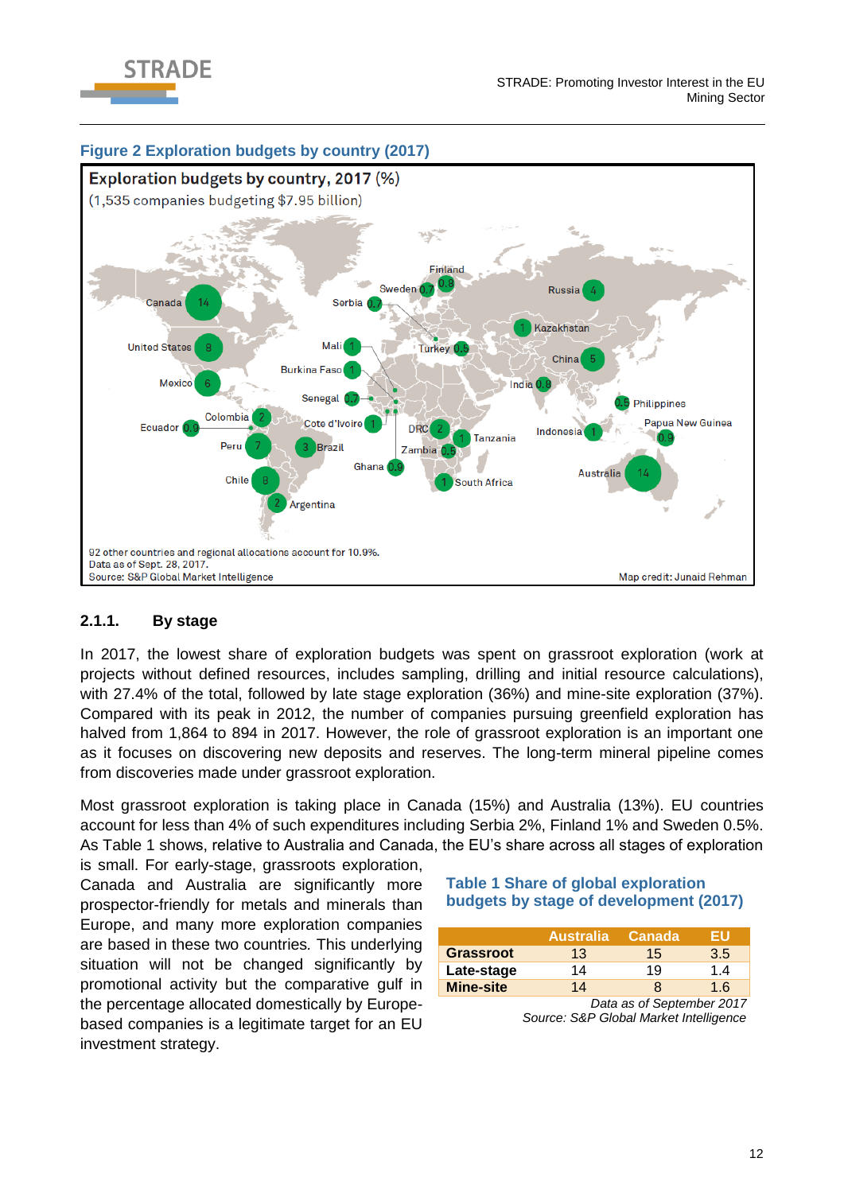**Figure 2 Exploration budgets by country (2017)**

**Exploration budgets by country, 2017 (%)**

(1,535 companies budgeting $7.95 billion)

Canada 14; United States 8; Mexico 6; Colombia 2; Ecuador 0.9; Peru 7; Chile 8; Brazil 3; Argentina 2; Finland 0.8; Sweden 0.7; Serbia 0.7; Russia 4; Kazakhstan 1; Turkey 0.5; China 5; India 0.8; Philippines 0.5; Papua New Guinea 0.9; Indonesia 1; Australia 14; Mali 1; Burkina Faso 1; Senegal 0.7; Cote d'Ivoire 1; Ghana 0.9; DRC 2; Tanzania 1; Zambia 0.5; South Africa 1

92 other countries and regional allocations account for 10.9%.
Data as of Sept. 28, 2017.
Source: S&P Global Market Intelligence

Map credit: Junaid Rehman

### 2.1.1. By stage

In 2017, the lowest share of exploration budgets was spent on grassroot exploration (work at projects without defined resources, includes sampling, drilling and initial resource calculations), with 27.4% of the total, followed by late stage exploration (36%) and mine-site exploration (37%). Compared with its peak in 2012, the number of companies pursuing greenfield exploration has halved from 1,864 to 894 in 2017. However, the role of grassroot exploration is an important one as it focuses on discovering new deposits and reserves. The long-term mineral pipeline comes from discoveries made under grassroot exploration.

Most grassroot exploration is taking place in Canada (15%) and Australia (13%). EU countries account for less than 4% of such expenditures including Serbia 2%, Finland 1% and Sweden 0.5%. As Table 1 shows, relative to Australia and Canada, the EU's share across all stages of exploration is small. For early-stage, grassroots exploration, Canada and Australia are significantly more prospector-friendly for metals and minerals than Europe, and many more exploration companies are based in these two countries. This underlying situation will not be changed significantly by promotional activity but the comparative gulf in the percentage allocated domestically by Europe-based companies is a legitimate target for an EU investment strategy.

**Table 1 Share of global exploration budgets by stage of development (2017)**

| | Australia | Canada | EU |
|---|---|---|---|
| **Grassroot** | 13 | 15 | 3.5 |
| **Late-stage** | 14 | 19 | 1.4 |
| **Mine-site** | 14 | 8 | 1.6 |

*Data as of September 2017*
*Source: S&P Global Market Intelligence*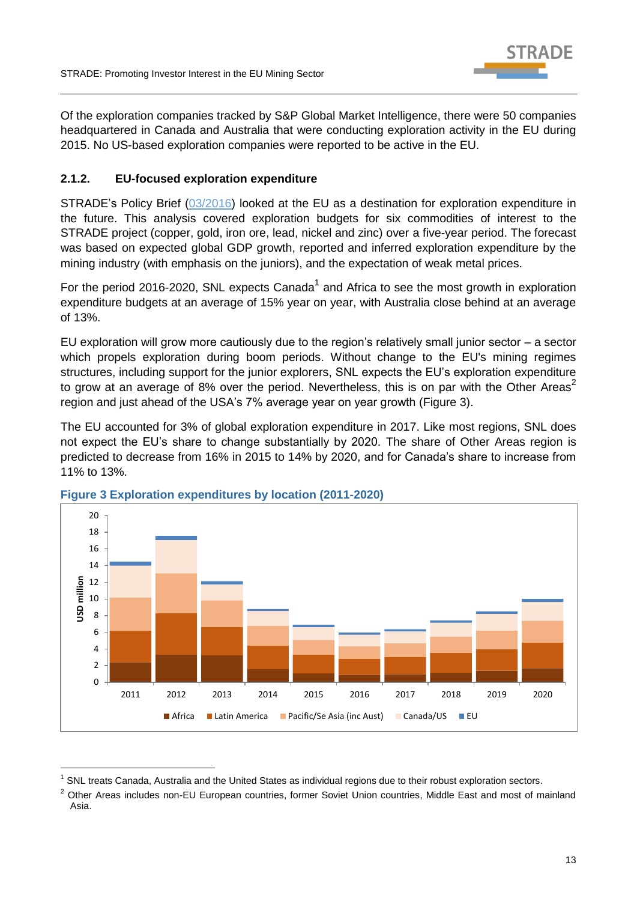Of the exploration companies tracked by S&P Global Market Intelligence, there were 50 companies headquartered in Canada and Australia that were conducting exploration activity in the EU during 2015. No US-based exploration companies were reported to be active in the EU.

### 2.1.2. EU-focused exploration expenditure

STRADE's Policy Brief (03/2016) looked at the EU as a destination for exploration expenditure in the future. This analysis covered exploration budgets for six commodities of interest to the STRADE project (copper, gold, iron ore, lead, nickel and zinc) over a five-year period. The forecast was based on expected global GDP growth, reported and inferred exploration expenditure by the mining industry (with emphasis on the juniors), and the expectation of weak metal prices.

For the period 2016-2020, SNL expects Canada[1] and Africa to see the most growth in exploration expenditure budgets at an average of 15% year on year, with Australia close behind at an average of 13%.

EU exploration will grow more cautiously due to the region's relatively small junior sector – a sector which propels exploration during boom periods. Without change to the EU's mining regimes structures, including support for the junior explorers, SNL expects the EU's exploration expenditure to grow at an average of 8% over the period. Nevertheless, this is on par with the Other Areas[2] region and just ahead of the USA's 7% average year on year growth (Figure 3).

The EU accounted for 3% of global exploration expenditure in 2017. Like most regions, SNL does not expect the EU's share to change substantially by 2020. The share of Other Areas region is predicted to decrease from 16% in 2015 to 14% by 2020, and for Canada's share to increase from 11% to 13%.

**Figure 3 Exploration expenditures by location (2011-2020)**

---

[1] SNL treats Canada, Australia and the United States as individual regions due to their robust exploration sectors.

[2] Other Areas includes non-EU European countries, former Soviet Union countries, Middle East and most of mainland Asia.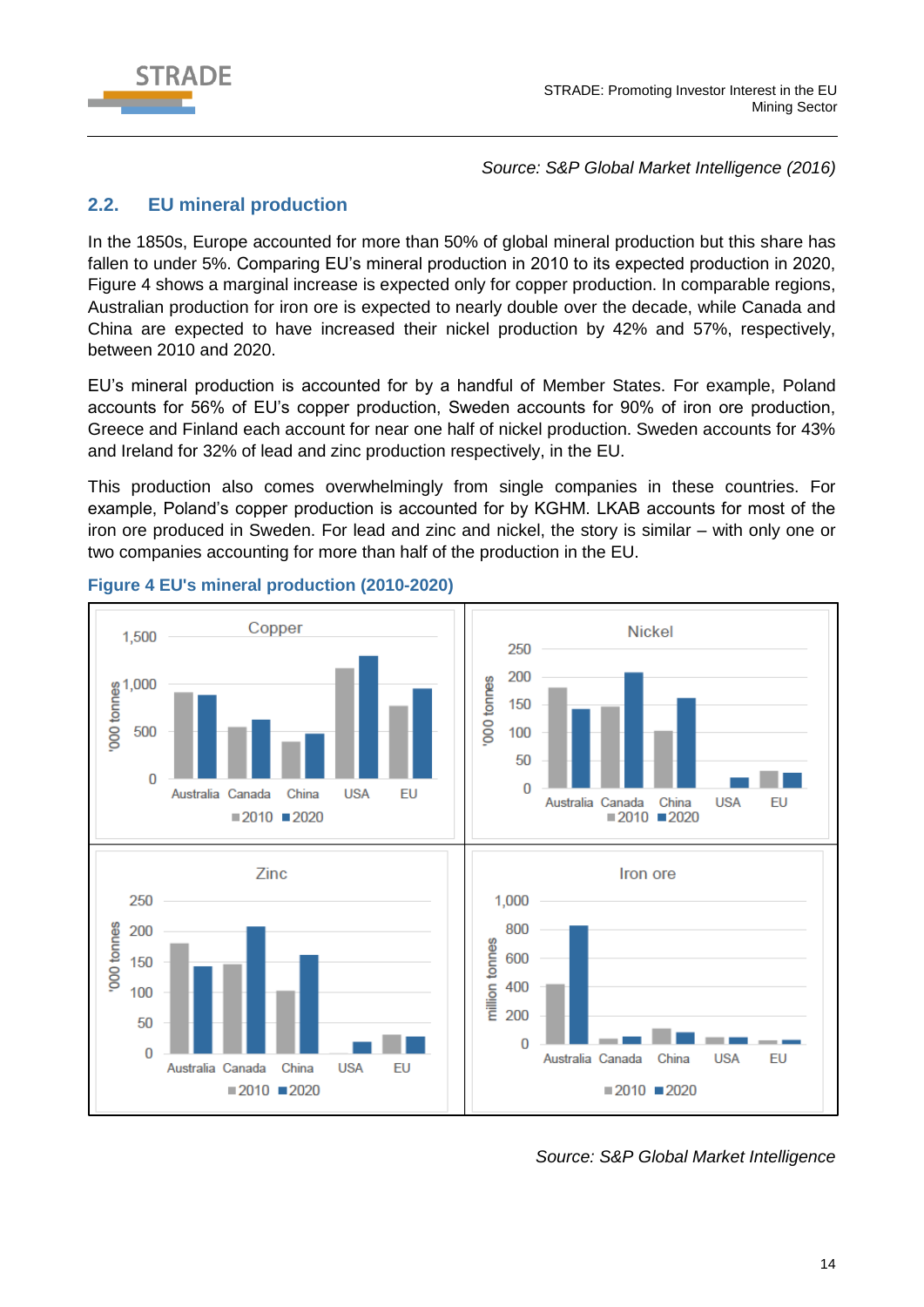*Source: S&P Global Market Intelligence (2016)*

## 2.2. EU mineral production

In the 1850s, Europe accounted for more than 50% of global mineral production but this share has fallen to under 5%. Comparing EU's mineral production in 2010 to its expected production in 2020, Figure 4 shows a marginal increase is expected only for copper production. In comparable regions, Australian production for iron ore is expected to nearly double over the decade, while Canada and China are expected to have increased their nickel production by 42% and 57%, respectively, between 2010 and 2020.

EU's mineral production is accounted for by a handful of Member States. For example, Poland accounts for 56% of EU's copper production, Sweden accounts for 90% of iron ore production, Greece and Finland each account for near one half of nickel production. Sweden accounts for 43% and Ireland for 32% of lead and zinc production respectively, in the EU.

This production also comes overwhelmingly from single companies in these countries. For example, Poland's copper production is accounted for by KGHM. LKAB accounts for most of the iron ore produced in Sweden. For lead and zinc and nickel, the story is similar – with only one or two companies accounting for more than half of the production in the EU.

**Figure 4 EU's mineral production (2010-2020)**

*Source: S&P Global Market Intelligence*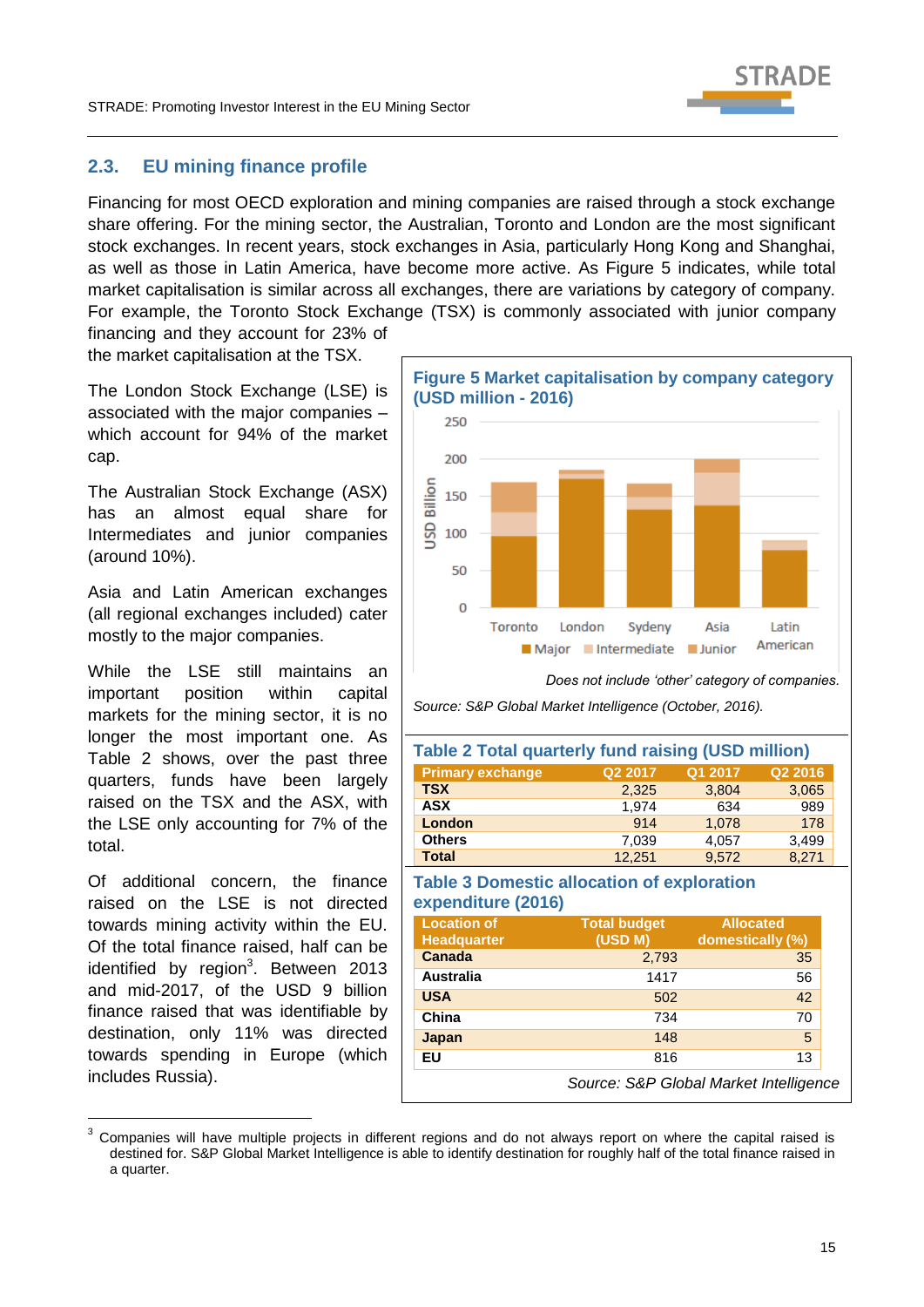## 2.3. EU mining finance profile

Financing for most OECD exploration and mining companies are raised through a stock exchange share offering. For the mining sector, the Australian, Toronto and London are the most significant stock exchanges. In recent years, stock exchanges in Asia, particularly Hong Kong and Shanghai, as well as those in Latin America, have become more active. As Figure 5 indicates, while total market capitalisation is similar across all exchanges, there are variations by category of company. For example, the Toronto Stock Exchange (TSX) is commonly associated with junior company financing and they account for 23% of the market capitalisation at the TSX.

The London Stock Exchange (LSE) is associated with the major companies – which account for 94% of the market cap.

The Australian Stock Exchange (ASX) has an almost equal share for Intermediates and junior companies (around 10%).

Asia and Latin American exchanges (all regional exchanges included) cater mostly to the major companies.

While the LSE still maintains an important position within capital markets for the mining sector, it is no longer the most important one. As Table 2 shows, over the past three quarters, funds have been largely raised on the TSX and the ASX, with the LSE only accounting for 7% of the total.

Of additional concern, the finance raised on the LSE is not directed towards mining activity within the EU. Of the total finance raised, half can be identified by region[3]. Between 2013 and mid-2017, of the USD 9 billion finance raised that was identifiable by destination, only 11% was directed towards spending in Europe (which includes Russia).

**Figure 5 Market capitalisation by company category (USD million - 2016)**

*Does not include 'other' category of companies.*

*Source: S&P Global Market Intelligence (October, 2016).*

**Table 2 Total quarterly fund raising (USD million)**

| Primary exchange | Q2 2017 | Q1 2017 | Q2 2016 |
|---|---|---|---|
| TSX | 2,325 | 3,804 | 3,065 |
| ASX | 1,974 | 634 | 989 |
| London | 914 | 1,078 | 178 |
| Others | 7,039 | 4,057 | 3,499 |
| Total | 12,251 | 9,572 | 8,271 |

**Table 3 Domestic allocation of exploration expenditure (2016)**

| Location of Headquarter | Total budget (USD M) | Allocated domestically (%) |
|---|---|---|
| Canada | 2,793 | 35 |
| Australia | 1417 | 56 |
| USA | 502 | 42 |
| China | 734 | 70 |
| Japan | 148 | 5 |
| EU | 816 | 13 |

*Source: S&P Global Market Intelligence*

[3] Companies will have multiple projects in different regions and do not always report on where the capital raised is destined for. S&P Global Market Intelligence is able to identify destination for roughly half of the total finance raised in a quarter.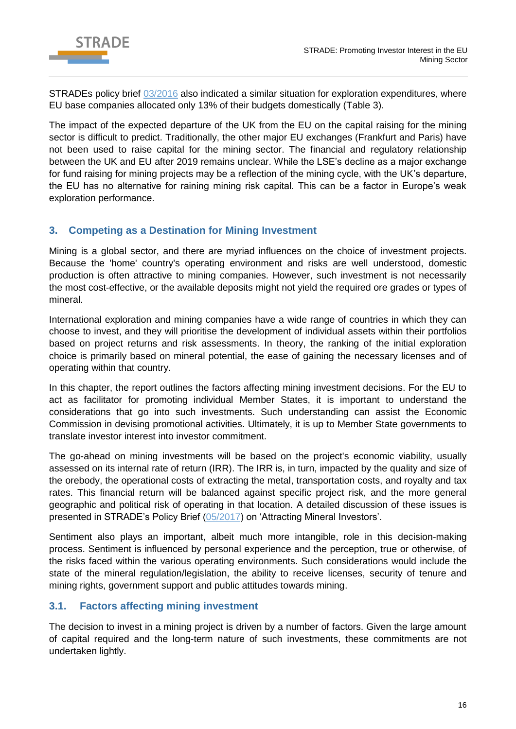STRADEs policy brief [03/2016](#) also indicated a similar situation for exploration expenditures, where EU base companies allocated only 13% of their budgets domestically (Table 3).

The impact of the expected departure of the UK from the EU on the capital raising for the mining sector is difficult to predict. Traditionally, the other major EU exchanges (Frankfurt and Paris) have not been used to raise capital for the mining sector. The financial and regulatory relationship between the UK and EU after 2019 remains unclear. While the LSE's decline as a major exchange for fund raising for mining projects may be a reflection of the mining cycle, with the UK's departure, the EU has no alternative for raining mining risk capital. This can be a factor in Europe's weak exploration performance.

## 3. Competing as a Destination for Mining Investment

Mining is a global sector, and there are myriad influences on the choice of investment projects. Because the 'home' country's operating environment and risks are well understood, domestic production is often attractive to mining companies. However, such investment is not necessarily the most cost-effective, or the available deposits might not yield the required ore grades or types of mineral.

International exploration and mining companies have a wide range of countries in which they can choose to invest, and they will prioritise the development of individual assets within their portfolios based on project returns and risk assessments. In theory, the ranking of the initial exploration choice is primarily based on mineral potential, the ease of gaining the necessary licenses and of operating within that country.

In this chapter, the report outlines the factors affecting mining investment decisions. For the EU to act as facilitator for promoting individual Member States, it is important to understand the considerations that go into such investments. Such understanding can assist the Economic Commission in devising promotional activities. Ultimately, it is up to Member State governments to translate investor interest into investor commitment.

The go-ahead on mining investments will be based on the project's economic viability, usually assessed on its internal rate of return (IRR). The IRR is, in turn, impacted by the quality and size of the orebody, the operational costs of extracting the metal, transportation costs, and royalty and tax rates. This financial return will be balanced against specific project risk, and the more general geographic and political risk of operating in that location. A detailed discussion of these issues is presented in STRADE's Policy Brief ([05/2017](#)) on 'Attracting Mineral Investors'.

Sentiment also plays an important, albeit much more intangible, role in this decision-making process. Sentiment is influenced by personal experience and the perception, true or otherwise, of the risks faced within the various operating environments. Such considerations would include the state of the mineral regulation/legislation, the ability to receive licenses, security of tenure and mining rights, government support and public attitudes towards mining.

### 3.1. Factors affecting mining investment

The decision to invest in a mining project is driven by a number of factors. Given the large amount of capital required and the long-term nature of such investments, these commitments are not undertaken lightly.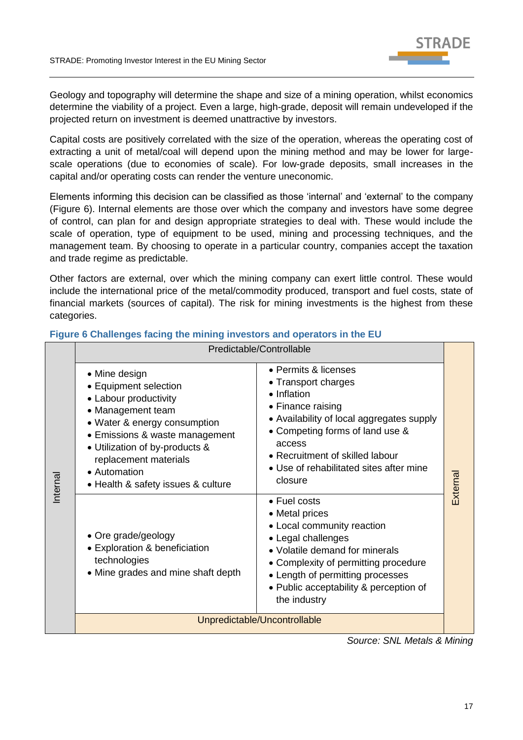Geology and topography will determine the shape and size of a mining operation, whilst economics determine the viability of a project. Even a large, high-grade, deposit will remain undeveloped if the projected return on investment is deemed unattractive by investors.

Capital costs are positively correlated with the size of the operation, whereas the operating cost of extracting a unit of metal/coal will depend upon the mining method and may be lower for large-scale operations (due to economies of scale). For low-grade deposits, small increases in the capital and/or operating costs can render the venture uneconomic.

Elements informing this decision can be classified as those 'internal' and 'external' to the company (Figure 6). Internal elements are those over which the company and investors have some degree of control, can plan for and design appropriate strategies to deal with. These would include the scale of operation, type of equipment to be used, mining and processing techniques, and the management team. By choosing to operate in a particular country, companies accept the taxation and trade regime as predictable.

Other factors are external, over which the mining company can exert little control. These would include the international price of the metal/commodity produced, transport and fuel costs, state of financial markets (sources of capital). The risk for mining investments is the highest from these categories.

**Figure 6 Challenges facing the mining investors and operators in the EU**

| | Internal | External |
|---|---|---|
| **Predictable/Controllable** | • Mine design<br>• Equipment selection<br>• Labour productivity<br>• Management team<br>• Water & energy consumption<br>• Emissions & waste management<br>• Utilization of by-products & replacement materials<br>• Automation<br>• Health & safety issues & culture | • Permits & licenses<br>• Transport charges<br>• Inflation<br>• Finance raising<br>• Availability of local aggregates supply<br>• Competing forms of land use & access<br>• Recruitment of skilled labour<br>• Use of rehabilitated sites after mine closure |
| **Unpredictable/Uncontrollable** | • Ore grade/geology<br>• Exploration & beneficiation technologies<br>• Mine grades and mine shaft depth | • Fuel costs<br>• Metal prices<br>• Local community reaction<br>• Legal challenges<br>• Volatile demand for minerals<br>• Complexity of permitting procedure<br>• Length of permitting processes<br>• Public acceptability & perception of the industry |

*Source: SNL Metals & Mining*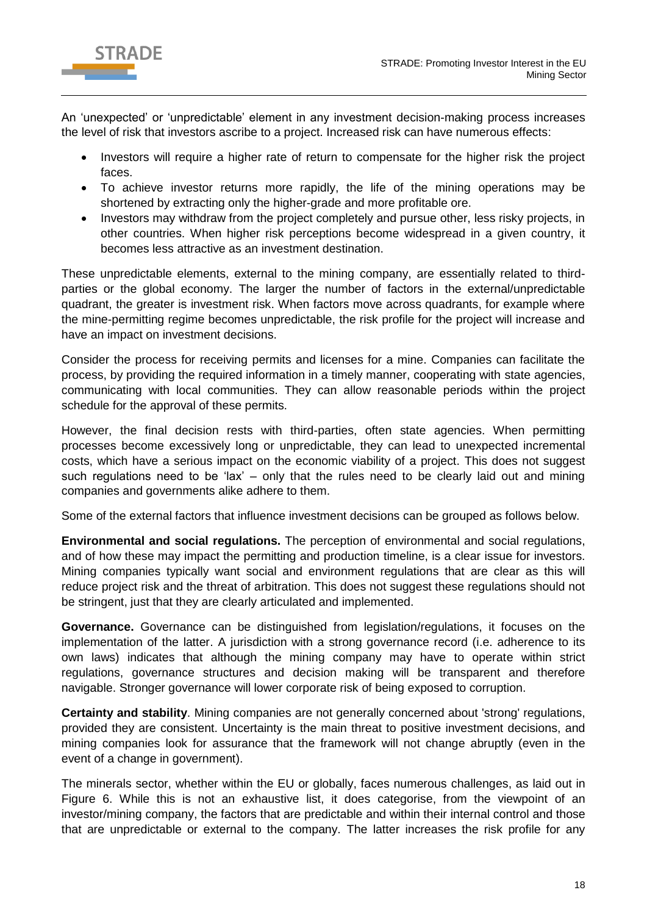An 'unexpected' or 'unpredictable' element in any investment decision-making process increases the level of risk that investors ascribe to a project. Increased risk can have numerous effects:

- Investors will require a higher rate of return to compensate for the higher risk the project faces.
- To achieve investor returns more rapidly, the life of the mining operations may be shortened by extracting only the higher-grade and more profitable ore.
- Investors may withdraw from the project completely and pursue other, less risky projects, in other countries. When higher risk perceptions become widespread in a given country, it becomes less attractive as an investment destination.

These unpredictable elements, external to the mining company, are essentially related to third-parties or the global economy. The larger the number of factors in the external/unpredictable quadrant, the greater is investment risk. When factors move across quadrants, for example where the mine-permitting regime becomes unpredictable, the risk profile for the project will increase and have an impact on investment decisions.

Consider the process for receiving permits and licenses for a mine. Companies can facilitate the process, by providing the required information in a timely manner, cooperating with state agencies, communicating with local communities. They can allow reasonable periods within the project schedule for the approval of these permits.

However, the final decision rests with third-parties, often state agencies. When permitting processes become excessively long or unpredictable, they can lead to unexpected incremental costs, which have a serious impact on the economic viability of a project. This does not suggest such regulations need to be 'lax' – only that the rules need to be clearly laid out and mining companies and governments alike adhere to them.

Some of the external factors that influence investment decisions can be grouped as follows below.

**Environmental and social regulations.** The perception of environmental and social regulations, and of how these may impact the permitting and production timeline, is a clear issue for investors. Mining companies typically want social and environment regulations that are clear as this will reduce project risk and the threat of arbitration. This does not suggest these regulations should not be stringent, just that they are clearly articulated and implemented.

**Governance.** Governance can be distinguished from legislation/regulations, it focuses on the implementation of the latter. A jurisdiction with a strong governance record (i.e. adherence to its own laws) indicates that although the mining company may have to operate within strict regulations, governance structures and decision making will be transparent and therefore navigable. Stronger governance will lower corporate risk of being exposed to corruption.

**Certainty and stability**. Mining companies are not generally concerned about 'strong' regulations, provided they are consistent. Uncertainty is the main threat to positive investment decisions, and mining companies look for assurance that the framework will not change abruptly (even in the event of a change in government).

The minerals sector, whether within the EU or globally, faces numerous challenges, as laid out in Figure 6. While this is not an exhaustive list, it does categorise, from the viewpoint of an investor/mining company, the factors that are predictable and within their internal control and those that are unpredictable or external to the company. The latter increases the risk profile for any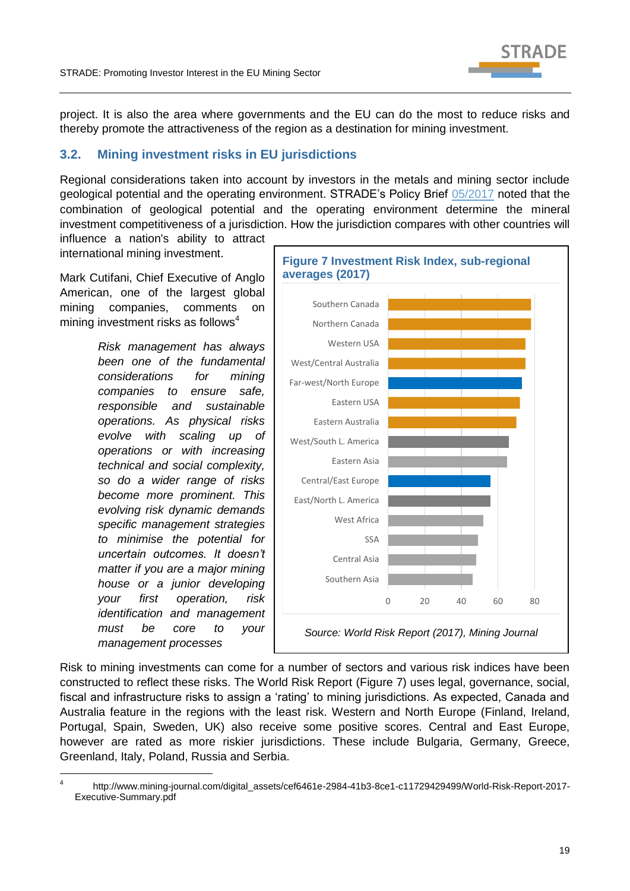project. It is also the area where governments and the EU can do the most to reduce risks and thereby promote the attractiveness of the region as a destination for mining investment.

## 3.2. Mining investment risks in EU jurisdictions

Regional considerations taken into account by investors in the metals and mining sector include geological potential and the operating environment. STRADE's Policy Brief 05/2017 noted that the combination of geological potential and the operating environment determine the mineral investment competitiveness of a jurisdiction. How the jurisdiction compares with other countries will influence a nation's ability to attract international mining investment.

Mark Cutifani, Chief Executive of Anglo American, one of the largest global mining companies, comments on mining investment risks as follows[4]

> *Risk management has always been one of the fundamental considerations for mining companies to ensure safe, responsible and sustainable operations. As physical risks evolve with scaling up of operations or with increasing technical and social complexity, so do a wider range of risks become more prominent. This evolving risk dynamic demands specific management strategies to minimise the potential for uncertain outcomes. It doesn't matter if you are a major mining house or a junior developing your first operation, risk identification and management must be core to your management processes*

**Figure 7 Investment Risk Index, sub-regional averages (2017)**

| Sub-region | Investment Risk Index (approx.) |
|---|---|
| Southern Canada | 78 |
| Northern Canada | 78 |
| Western USA | 75 |
| West/Central Australia | 75 |
| Far-west/North Europe | 73 |
| Eastern USA | 72 |
| Eastern Australia | 70 |
| West/South L. America | 66 |
| Eastern Asia | 65 |
| Central/East Europe | 56 |
| East/North L. America | 56 |
| West Africa | 52 |
| SSA | 49 |
| Central Asia | 48 |
| Southern Asia | 46 |

*Source: World Risk Report (2017), Mining Journal*

Risk to mining investments can come for a number of sectors and various risk indices have been constructed to reflect these risks. The World Risk Report (Figure 7) uses legal, governance, social, fiscal and infrastructure risks to assign a 'rating' to mining jurisdictions. As expected, Canada and Australia feature in the regions with the least risk. Western and North Europe (Finland, Ireland, Portugal, Spain, Sweden, UK) also receive some positive scores. Central and East Europe, however are rated as more riskier jurisdictions. These include Bulgaria, Germany, Greece, Greenland, Italy, Poland, Russia and Serbia.

---

[4] http://www.mining-journal.com/digital_assets/cef6461e-2984-41b3-8ce1-c11729429499/World-Risk-Report-2017-Executive-Summary.pdf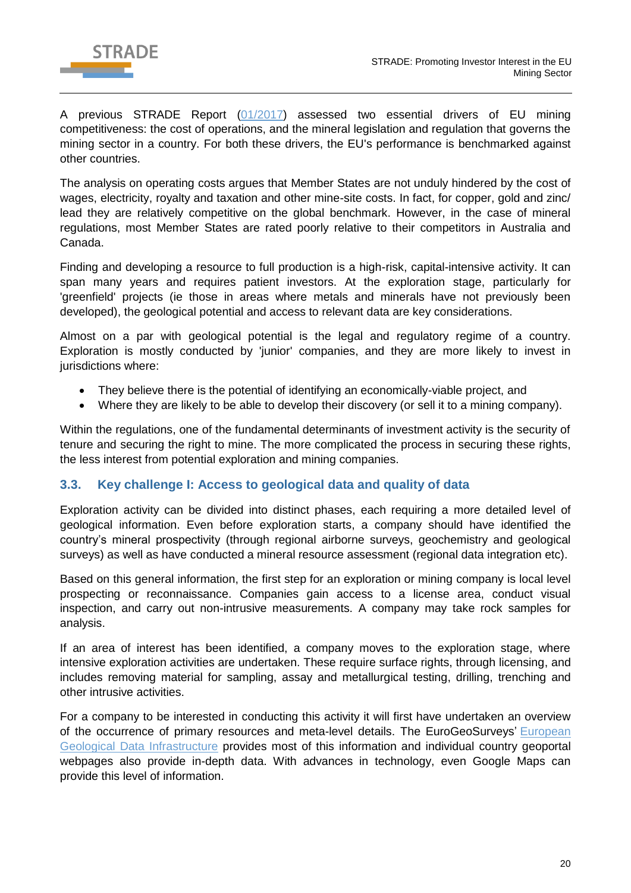A previous STRADE Report (01/2017) assessed two essential drivers of EU mining competitiveness: the cost of operations, and the mineral legislation and regulation that governs the mining sector in a country. For both these drivers, the EU's performance is benchmarked against other countries.

The analysis on operating costs argues that Member States are not unduly hindered by the cost of wages, electricity, royalty and taxation and other mine-site costs. In fact, for copper, gold and zinc/ lead they are relatively competitive on the global benchmark. However, in the case of mineral regulations, most Member States are rated poorly relative to their competitors in Australia and Canada.

Finding and developing a resource to full production is a high-risk, capital-intensive activity. It can span many years and requires patient investors. At the exploration stage, particularly for 'greenfield' projects (ie those in areas where metals and minerals have not previously been developed), the geological potential and access to relevant data are key considerations.

Almost on a par with geological potential is the legal and regulatory regime of a country. Exploration is mostly conducted by 'junior' companies, and they are more likely to invest in jurisdictions where:

- They believe there is the potential of identifying an economically-viable project, and
- Where they are likely to be able to develop their discovery (or sell it to a mining company).

Within the regulations, one of the fundamental determinants of investment activity is the security of tenure and securing the right to mine. The more complicated the process in securing these rights, the less interest from potential exploration and mining companies.

### 3.3. Key challenge I: Access to geological data and quality of data

Exploration activity can be divided into distinct phases, each requiring a more detailed level of geological information. Even before exploration starts, a company should have identified the country's mineral prospectivity (through regional airborne surveys, geochemistry and geological surveys) as well as have conducted a mineral resource assessment (regional data integration etc).

Based on this general information, the first step for an exploration or mining company is local level prospecting or reconnaissance. Companies gain access to a license area, conduct visual inspection, and carry out non-intrusive measurements. A company may take rock samples for analysis.

If an area of interest has been identified, a company moves to the exploration stage, where intensive exploration activities are undertaken. These require surface rights, through licensing, and includes removing material for sampling, assay and metallurgical testing, drilling, trenching and other intrusive activities.

For a company to be interested in conducting this activity it will first have undertaken an overview of the occurrence of primary resources and meta-level details. The EuroGeoSurveys' European Geological Data Infrastructure provides most of this information and individual country geoportal webpages also provide in-depth data. With advances in technology, even Google Maps can provide this level of information.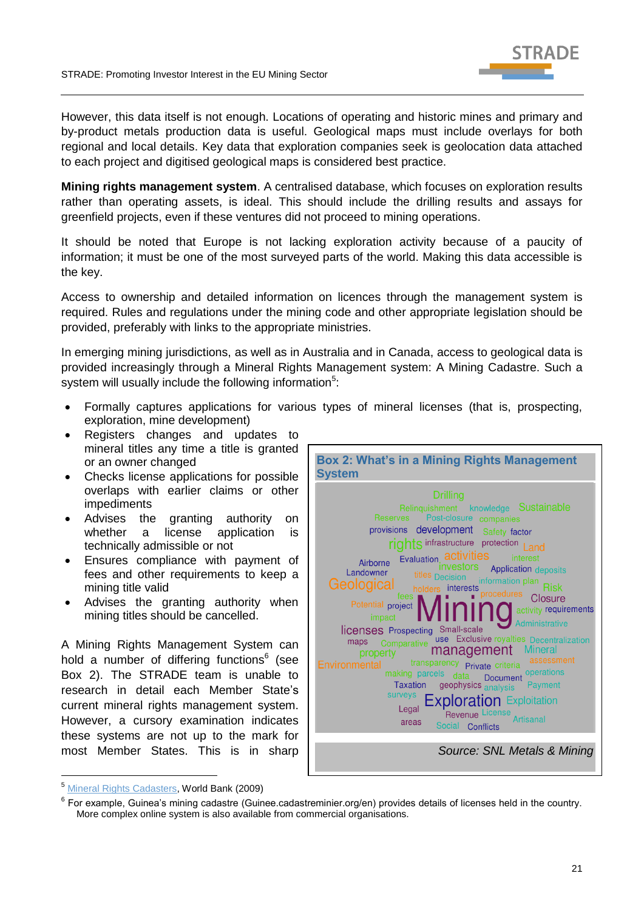However, this data itself is not enough. Locations of operating and historic mines and primary and by-product metals production data is useful. Geological maps must include overlays for both regional and local details. Key data that exploration companies seek is geolocation data attached to each project and digitised geological maps is considered best practice.

**Mining rights management system**. A centralised database, which focuses on exploration results rather than operating assets, is ideal. This should include the drilling results and assays for greenfield projects, even if these ventures did not proceed to mining operations.

It should be noted that Europe is not lacking exploration activity because of a paucity of information; it must be one of the most surveyed parts of the world. Making this data accessible is the key.

Access to ownership and detailed information on licences through the management system is required. Rules and regulations under the mining code and other appropriate legislation should be provided, preferably with links to the appropriate ministries.

In emerging mining jurisdictions, as well as in Australia and in Canada, access to geological data is provided increasingly through a Mineral Rights Management system: A Mining Cadastre. Such a system will usually include the following information[5]:

- Formally captures applications for various types of mineral licenses (that is, prospecting, exploration, mine development)
- Registers changes and updates to mineral titles any time a title is granted or an owner changed
- Checks license applications for possible overlaps with earlier claims or other impediments
- Advises the granting authority on whether a license application is technically admissible or not
- Ensures compliance with payment of fees and other requirements to keep a mining title valid
- Advises the granting authority when mining titles should be cancelled.

A Mining Rights Management System can hold a number of differing functions[6] (see Box 2). The STRADE team is unable to research in detail each Member State's current mineral rights management system. However, a cursory examination indicates these systems are not up to the mark for most Member States. This is in sharp

**Box 2: What's in a Mining Rights Management System**

Drilling Relinquishment knowledge Sustainable Reserves Post-closure companies provisions development Safety factor rights infrastructure protection Land Airborne Evaluation activities interest Landowner investors titles Decision Application deposits Geological information plan holders interests Risk fees procedures Closure Potential project Mining activity requirements impact Administrative licenses Prospecting Small-scale maps use Exclusive royalties Decentralization Comparative property management Mineral Environmental transparency Private criteria assessment making parcels data Document operations Taxation geophysics analysis Payment surveys Exploration Exploitation Legal Revenue License Artisanal areas Social Conflicts

*Source: SNL Metals & Mining*

---

[5] Mineral Rights Cadasters, World Bank (2009)

[6] For example, Guinea's mining cadastre (Guinee.cadastreminier.org/en) provides details of licenses held in the country. More complex online system is also available from commercial organisations.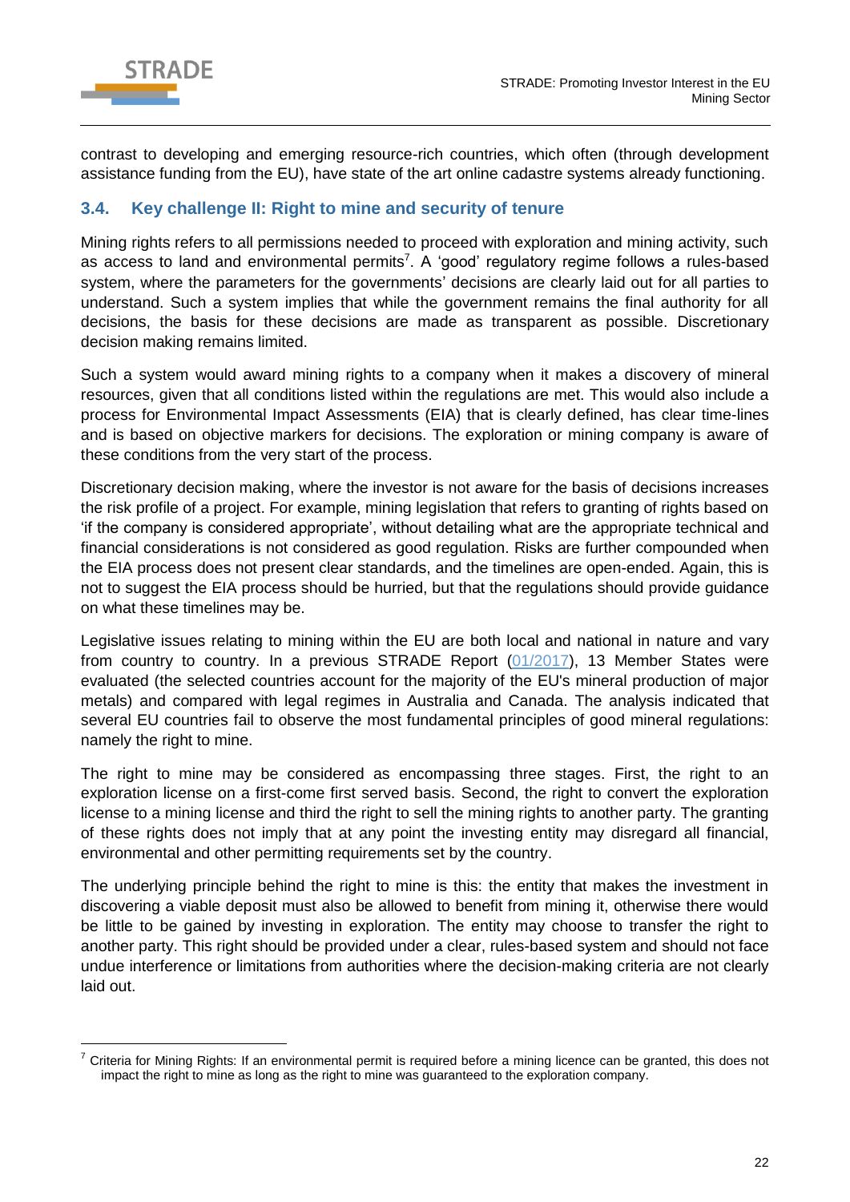contrast to developing and emerging resource-rich countries, which often (through development assistance funding from the EU), have state of the art online cadastre systems already functioning.

### 3.4. Key challenge II: Right to mine and security of tenure

Mining rights refers to all permissions needed to proceed with exploration and mining activity, such as access to land and environmental permits[7]. A 'good' regulatory regime follows a rules-based system, where the parameters for the governments' decisions are clearly laid out for all parties to understand. Such a system implies that while the government remains the final authority for all decisions, the basis for these decisions are made as transparent as possible. Discretionary decision making remains limited.

Such a system would award mining rights to a company when it makes a discovery of mineral resources, given that all conditions listed within the regulations are met. This would also include a process for Environmental Impact Assessments (EIA) that is clearly defined, has clear time-lines and is based on objective markers for decisions. The exploration or mining company is aware of these conditions from the very start of the process.

Discretionary decision making, where the investor is not aware for the basis of decisions increases the risk profile of a project. For example, mining legislation that refers to granting of rights based on 'if the company is considered appropriate', without detailing what are the appropriate technical and financial considerations is not considered as good regulation. Risks are further compounded when the EIA process does not present clear standards, and the timelines are open-ended. Again, this is not to suggest the EIA process should be hurried, but that the regulations should provide guidance on what these timelines may be.

Legislative issues relating to mining within the EU are both local and national in nature and vary from country to country. In a previous STRADE Report (01/2017), 13 Member States were evaluated (the selected countries account for the majority of the EU's mineral production of major metals) and compared with legal regimes in Australia and Canada. The analysis indicated that several EU countries fail to observe the most fundamental principles of good mineral regulations: namely the right to mine.

The right to mine may be considered as encompassing three stages. First, the right to an exploration license on a first-come first served basis. Second, the right to convert the exploration license to a mining license and third the right to sell the mining rights to another party. The granting of these rights does not imply that at any point the investing entity may disregard all financial, environmental and other permitting requirements set by the country.

The underlying principle behind the right to mine is this: the entity that makes the investment in discovering a viable deposit must also be allowed to benefit from mining it, otherwise there would be little to be gained by investing in exploration. The entity may choose to transfer the right to another party. This right should be provided under a clear, rules-based system and should not face undue interference or limitations from authorities where the decision-making criteria are not clearly laid out.

---

[7] Criteria for Mining Rights: If an environmental permit is required before a mining licence can be granted, this does not impact the right to mine as long as the right to mine was guaranteed to the exploration company.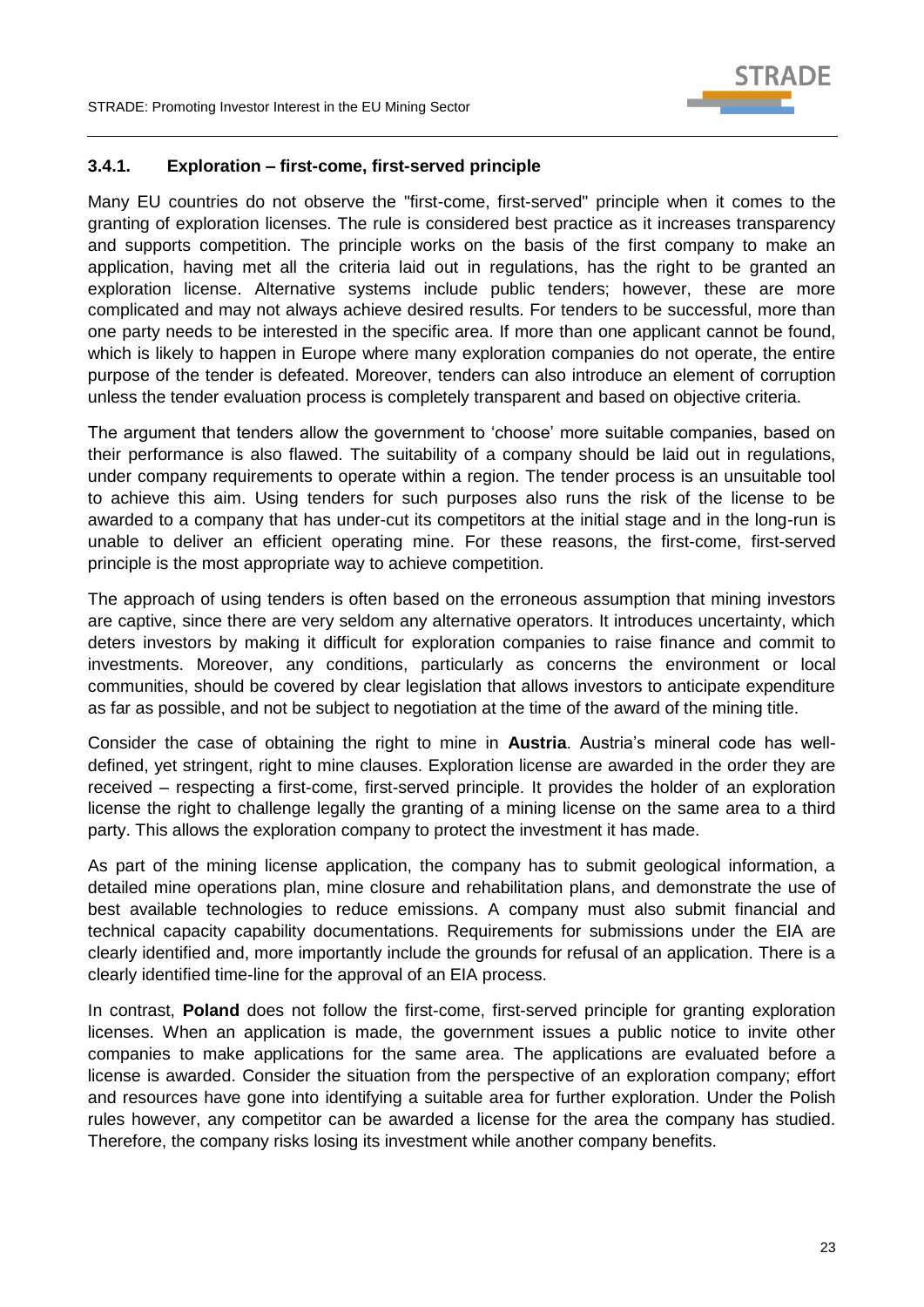### 3.4.1. Exploration – first-come, first-served principle

Many EU countries do not observe the "first-come, first-served" principle when it comes to the granting of exploration licenses. The rule is considered best practice as it increases transparency and supports competition. The principle works on the basis of the first company to make an application, having met all the criteria laid out in regulations, has the right to be granted an exploration license. Alternative systems include public tenders; however, these are more complicated and may not always achieve desired results. For tenders to be successful, more than one party needs to be interested in the specific area. If more than one applicant cannot be found, which is likely to happen in Europe where many exploration companies do not operate, the entire purpose of the tender is defeated. Moreover, tenders can also introduce an element of corruption unless the tender evaluation process is completely transparent and based on objective criteria.

The argument that tenders allow the government to 'choose' more suitable companies, based on their performance is also flawed. The suitability of a company should be laid out in regulations, under company requirements to operate within a region. The tender process is an unsuitable tool to achieve this aim. Using tenders for such purposes also runs the risk of the license to be awarded to a company that has under-cut its competitors at the initial stage and in the long-run is unable to deliver an efficient operating mine. For these reasons, the first-come, first-served principle is the most appropriate way to achieve competition.

The approach of using tenders is often based on the erroneous assumption that mining investors are captive, since there are very seldom any alternative operators. It introduces uncertainty, which deters investors by making it difficult for exploration companies to raise finance and commit to investments. Moreover, any conditions, particularly as concerns the environment or local communities, should be covered by clear legislation that allows investors to anticipate expenditure as far as possible, and not be subject to negotiation at the time of the award of the mining title.

Consider the case of obtaining the right to mine in **Austria**. Austria's mineral code has well-defined, yet stringent, right to mine clauses. Exploration license are awarded in the order they are received – respecting a first-come, first-served principle. It provides the holder of an exploration license the right to challenge legally the granting of a mining license on the same area to a third party. This allows the exploration company to protect the investment it has made.

As part of the mining license application, the company has to submit geological information, a detailed mine operations plan, mine closure and rehabilitation plans, and demonstrate the use of best available technologies to reduce emissions. A company must also submit financial and technical capacity capability documentations. Requirements for submissions under the EIA are clearly identified and, more importantly include the grounds for refusal of an application. There is a clearly identified time-line for the approval of an EIA process.

In contrast, **Poland** does not follow the first-come, first-served principle for granting exploration licenses. When an application is made, the government issues a public notice to invite other companies to make applications for the same area. The applications are evaluated before a license is awarded. Consider the situation from the perspective of an exploration company; effort and resources have gone into identifying a suitable area for further exploration. Under the Polish rules however, any competitor can be awarded a license for the area the company has studied. Therefore, the company risks losing its investment while another company benefits.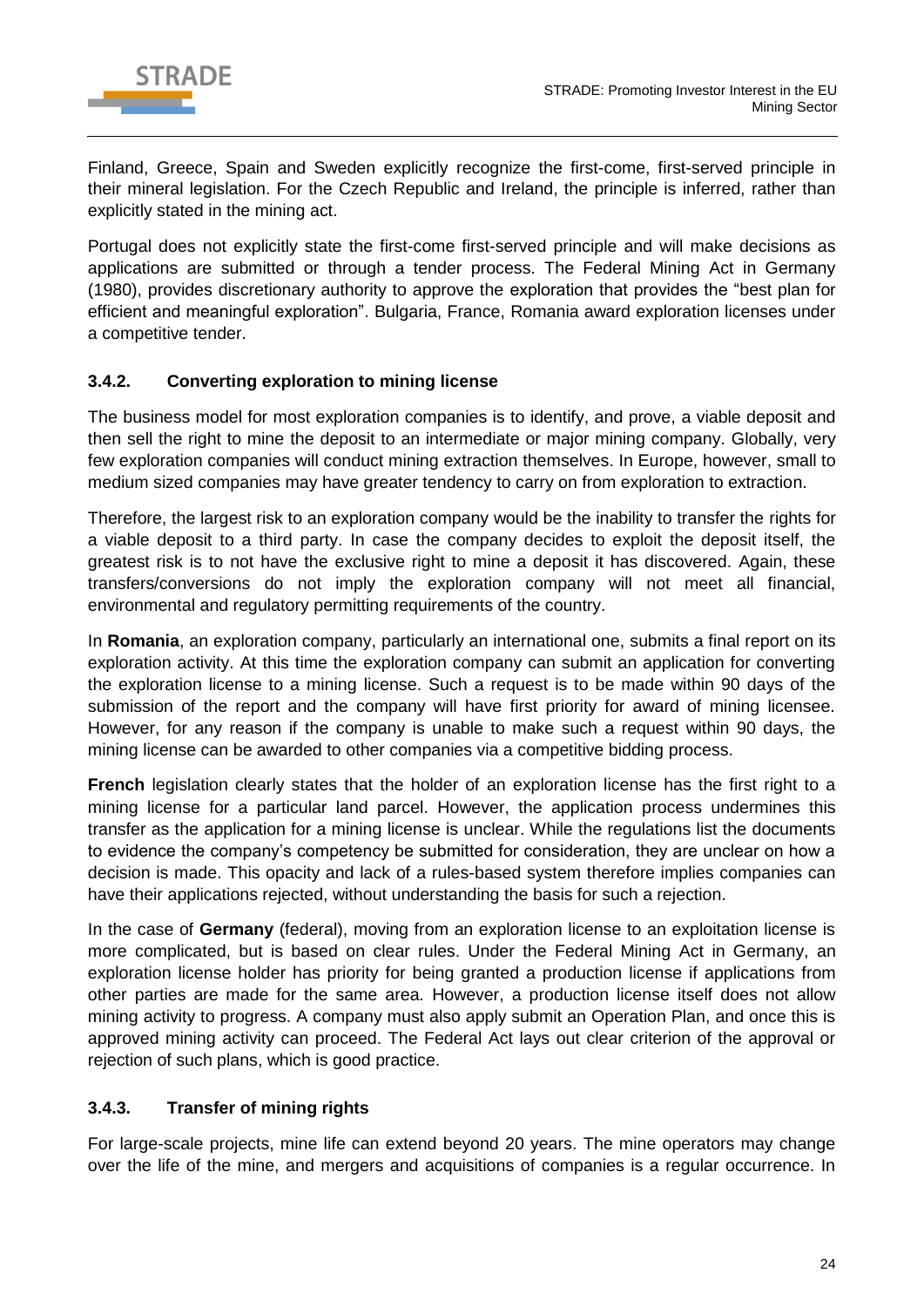Finland, Greece, Spain and Sweden explicitly recognize the first-come, first-served principle in their mineral legislation. For the Czech Republic and Ireland, the principle is inferred, rather than explicitly stated in the mining act.

Portugal does not explicitly state the first-come first-served principle and will make decisions as applications are submitted or through a tender process. The Federal Mining Act in Germany (1980), provides discretionary authority to approve the exploration that provides the "best plan for efficient and meaningful exploration". Bulgaria, France, Romania award exploration licenses under a competitive tender.

### 3.4.2. Converting exploration to mining license

The business model for most exploration companies is to identify, and prove, a viable deposit and then sell the right to mine the deposit to an intermediate or major mining company. Globally, very few exploration companies will conduct mining extraction themselves. In Europe, however, small to medium sized companies may have greater tendency to carry on from exploration to extraction.

Therefore, the largest risk to an exploration company would be the inability to transfer the rights for a viable deposit to a third party. In case the company decides to exploit the deposit itself, the greatest risk is to not have the exclusive right to mine a deposit it has discovered. Again, these transfers/conversions do not imply the exploration company will not meet all financial, environmental and regulatory permitting requirements of the country.

In **Romania**, an exploration company, particularly an international one, submits a final report on its exploration activity. At this time the exploration company can submit an application for converting the exploration license to a mining license. Such a request is to be made within 90 days of the submission of the report and the company will have first priority for award of mining licensee. However, for any reason if the company is unable to make such a request within 90 days, the mining license can be awarded to other companies via a competitive bidding process.

**French** legislation clearly states that the holder of an exploration license has the first right to a mining license for a particular land parcel. However, the application process undermines this transfer as the application for a mining license is unclear. While the regulations list the documents to evidence the company's competency be submitted for consideration, they are unclear on how a decision is made. This opacity and lack of a rules-based system therefore implies companies can have their applications rejected, without understanding the basis for such a rejection.

In the case of **Germany** (federal), moving from an exploration license to an exploitation license is more complicated, but is based on clear rules. Under the Federal Mining Act in Germany, an exploration license holder has priority for being granted a production license if applications from other parties are made for the same area. However, a production license itself does not allow mining activity to progress. A company must also apply submit an Operation Plan, and once this is approved mining activity can proceed. The Federal Act lays out clear criterion of the approval or rejection of such plans, which is good practice.

### 3.4.3. Transfer of mining rights

For large-scale projects, mine life can extend beyond 20 years. The mine operators may change over the life of the mine, and mergers and acquisitions of companies is a regular occurrence. In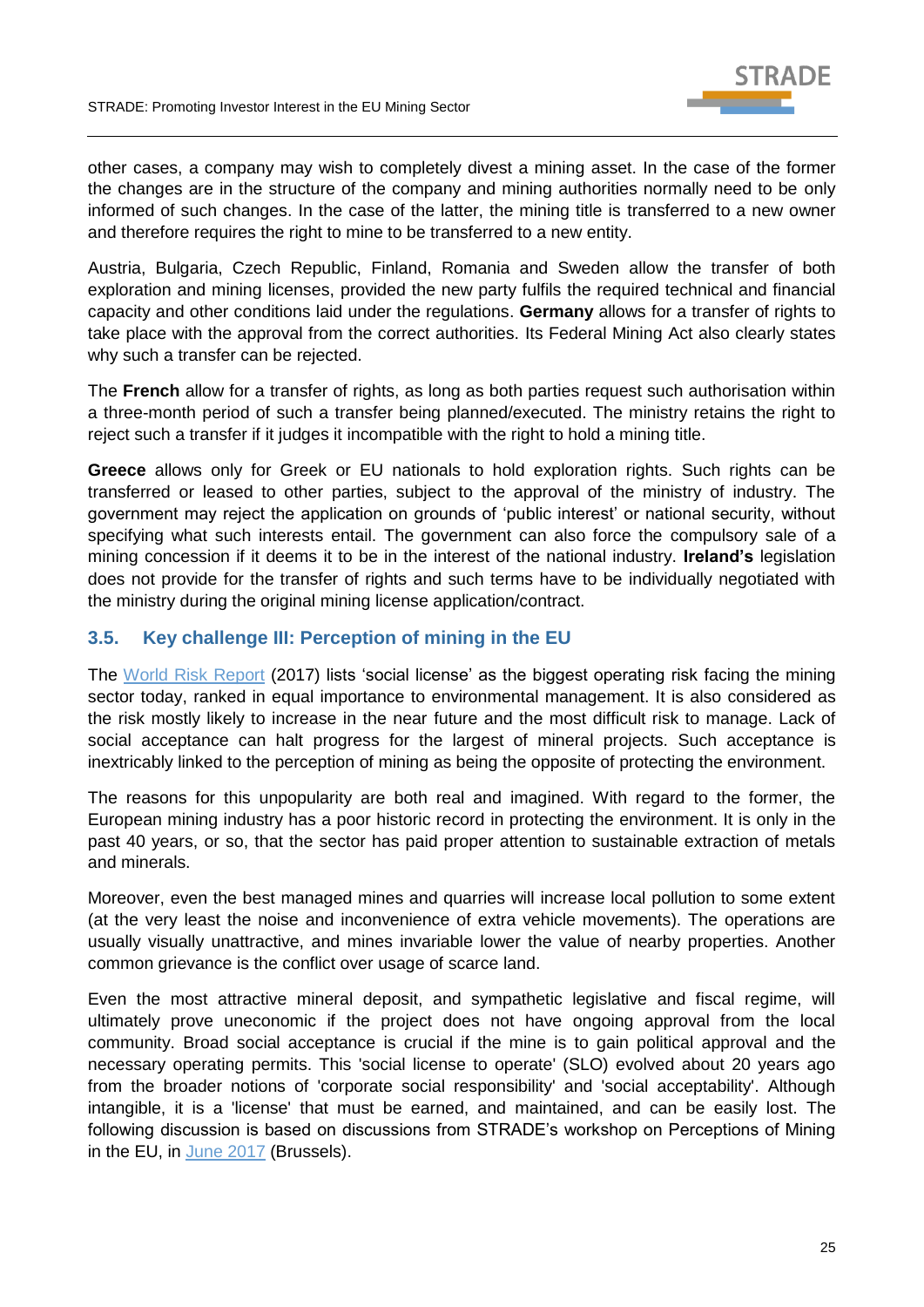other cases, a company may wish to completely divest a mining asset. In the case of the former the changes are in the structure of the company and mining authorities normally need to be only informed of such changes. In the case of the latter, the mining title is transferred to a new owner and therefore requires the right to mine to be transferred to a new entity.

Austria, Bulgaria, Czech Republic, Finland, Romania and Sweden allow the transfer of both exploration and mining licenses, provided the new party fulfils the required technical and financial capacity and other conditions laid under the regulations. **Germany** allows for a transfer of rights to take place with the approval from the correct authorities. Its Federal Mining Act also clearly states why such a transfer can be rejected.

The **French** allow for a transfer of rights, as long as both parties request such authorisation within a three-month period of such a transfer being planned/executed. The ministry retains the right to reject such a transfer if it judges it incompatible with the right to hold a mining title.

**Greece** allows only for Greek or EU nationals to hold exploration rights. Such rights can be transferred or leased to other parties, subject to the approval of the ministry of industry. The government may reject the application on grounds of 'public interest' or national security, without specifying what such interests entail. The government can also force the compulsory sale of a mining concession if it deems it to be in the interest of the national industry. **Ireland's** legislation does not provide for the transfer of rights and such terms have to be individually negotiated with the ministry during the original mining license application/contract.

### 3.5. Key challenge III: Perception of mining in the EU

The World Risk Report (2017) lists 'social license' as the biggest operating risk facing the mining sector today, ranked in equal importance to environmental management. It is also considered as the risk mostly likely to increase in the near future and the most difficult risk to manage. Lack of social acceptance can halt progress for the largest of mineral projects. Such acceptance is inextricably linked to the perception of mining as being the opposite of protecting the environment.

The reasons for this unpopularity are both real and imagined. With regard to the former, the European mining industry has a poor historic record in protecting the environment. It is only in the past 40 years, or so, that the sector has paid proper attention to sustainable extraction of metals and minerals.

Moreover, even the best managed mines and quarries will increase local pollution to some extent (at the very least the noise and inconvenience of extra vehicle movements). The operations are usually visually unattractive, and mines invariable lower the value of nearby properties. Another common grievance is the conflict over usage of scarce land.

Even the most attractive mineral deposit, and sympathetic legislative and fiscal regime, will ultimately prove uneconomic if the project does not have ongoing approval from the local community. Broad social acceptance is crucial if the mine is to gain political approval and the necessary operating permits. This 'social license to operate' (SLO) evolved about 20 years ago from the broader notions of 'corporate social responsibility' and 'social acceptability'. Although intangible, it is a 'license' that must be earned, and maintained, and can be easily lost. The following discussion is based on discussions from STRADE's workshop on Perceptions of Mining in the EU, in June 2017 (Brussels).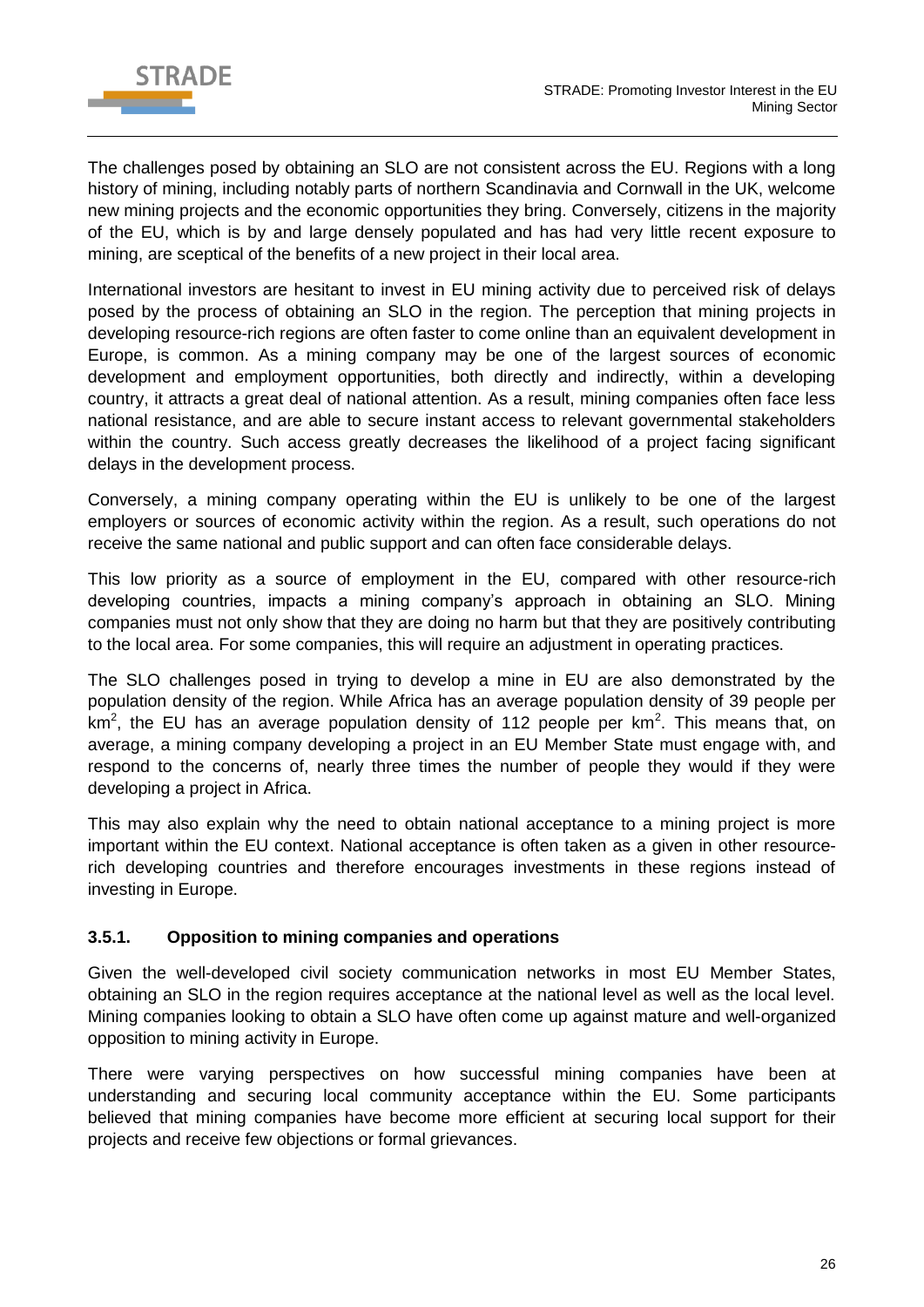The challenges posed by obtaining an SLO are not consistent across the EU. Regions with a long history of mining, including notably parts of northern Scandinavia and Cornwall in the UK, welcome new mining projects and the economic opportunities they bring. Conversely, citizens in the majority of the EU, which is by and large densely populated and has had very little recent exposure to mining, are sceptical of the benefits of a new project in their local area.

International investors are hesitant to invest in EU mining activity due to perceived risk of delays posed by the process of obtaining an SLO in the region. The perception that mining projects in developing resource-rich regions are often faster to come online than an equivalent development in Europe, is common. As a mining company may be one of the largest sources of economic development and employment opportunities, both directly and indirectly, within a developing country, it attracts a great deal of national attention. As a result, mining companies often face less national resistance, and are able to secure instant access to relevant governmental stakeholders within the country. Such access greatly decreases the likelihood of a project facing significant delays in the development process.

Conversely, a mining company operating within the EU is unlikely to be one of the largest employers or sources of economic activity within the region. As a result, such operations do not receive the same national and public support and can often face considerable delays.

This low priority as a source of employment in the EU, compared with other resource-rich developing countries, impacts a mining company's approach in obtaining an SLO. Mining companies must not only show that they are doing no harm but that they are positively contributing to the local area. For some companies, this will require an adjustment in operating practices.

The SLO challenges posed in trying to develop a mine in EU are also demonstrated by the population density of the region. While Africa has an average population density of 39 people per $km^2$, the EU has an average population density of 112 people per $km^2$. This means that, on average, a mining company developing a project in an EU Member State must engage with, and respond to the concerns of, nearly three times the number of people they would if they were developing a project in Africa.

This may also explain why the need to obtain national acceptance to a mining project is more important within the EU context. National acceptance is often taken as a given in other resource-rich developing countries and therefore encourages investments in these regions instead of investing in Europe.

### 3.5.1. Opposition to mining companies and operations

Given the well-developed civil society communication networks in most EU Member States, obtaining an SLO in the region requires acceptance at the national level as well as the local level. Mining companies looking to obtain a SLO have often come up against mature and well-organized opposition to mining activity in Europe.

There were varying perspectives on how successful mining companies have been at understanding and securing local community acceptance within the EU. Some participants believed that mining companies have become more efficient at securing local support for their projects and receive few objections or formal grievances.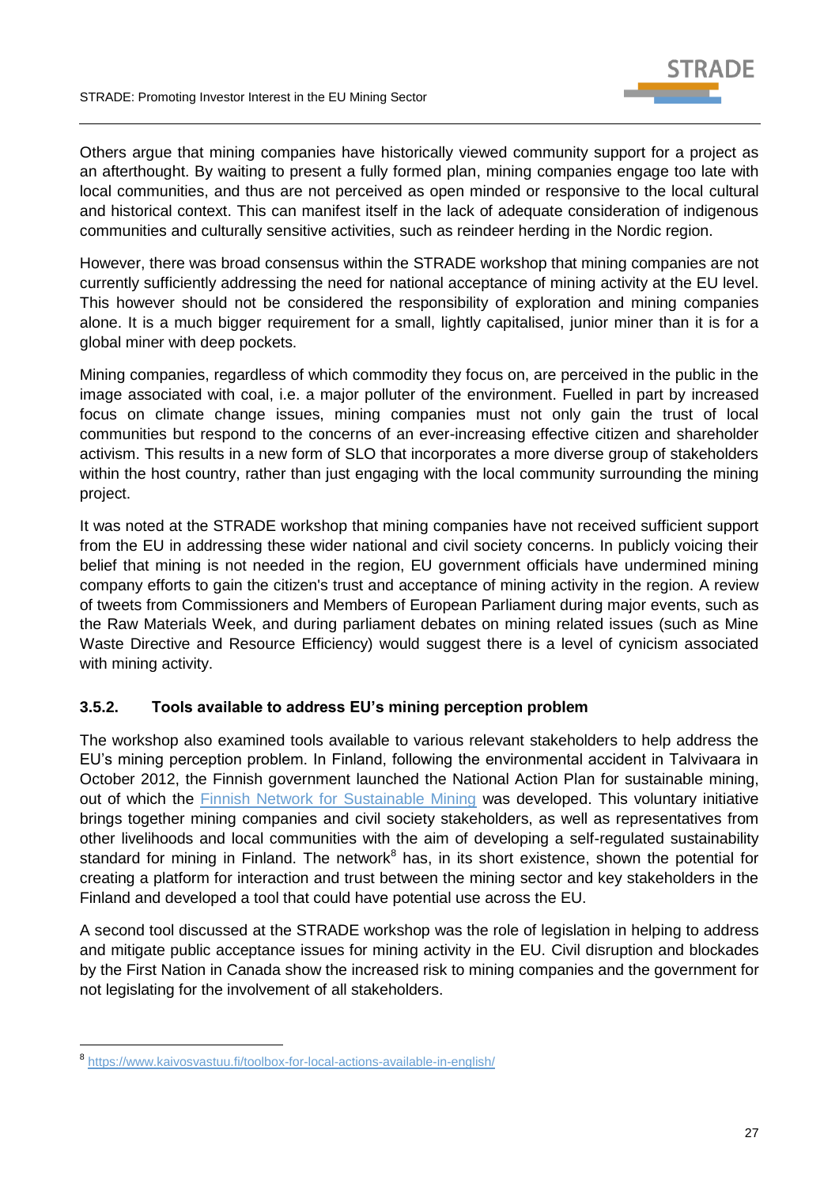Others argue that mining companies have historically viewed community support for a project as an afterthought. By waiting to present a fully formed plan, mining companies engage too late with local communities, and thus are not perceived as open minded or responsive to the local cultural and historical context. This can manifest itself in the lack of adequate consideration of indigenous communities and culturally sensitive activities, such as reindeer herding in the Nordic region.

However, there was broad consensus within the STRADE workshop that mining companies are not currently sufficiently addressing the need for national acceptance of mining activity at the EU level. This however should not be considered the responsibility of exploration and mining companies alone. It is a much bigger requirement for a small, lightly capitalised, junior miner than it is for a global miner with deep pockets.

Mining companies, regardless of which commodity they focus on, are perceived in the public in the image associated with coal, i.e. a major polluter of the environment. Fuelled in part by increased focus on climate change issues, mining companies must not only gain the trust of local communities but respond to the concerns of an ever-increasing effective citizen and shareholder activism. This results in a new form of SLO that incorporates a more diverse group of stakeholders within the host country, rather than just engaging with the local community surrounding the mining project.

It was noted at the STRADE workshop that mining companies have not received sufficient support from the EU in addressing these wider national and civil society concerns. In publicly voicing their belief that mining is not needed in the region, EU government officials have undermined mining company efforts to gain the citizen's trust and acceptance of mining activity in the region. A review of tweets from Commissioners and Members of European Parliament during major events, such as the Raw Materials Week, and during parliament debates on mining related issues (such as Mine Waste Directive and Resource Efficiency) would suggest there is a level of cynicism associated with mining activity.

### 3.5.2. Tools available to address EU's mining perception problem

The workshop also examined tools available to various relevant stakeholders to help address the EU's mining perception problem. In Finland, following the environmental accident in Talvivaara in October 2012, the Finnish government launched the National Action Plan for sustainable mining, out of which the [Finnish Network for Sustainable Mining]() was developed. This voluntary initiative brings together mining companies and civil society stakeholders, as well as representatives from other livelihoods and local communities with the aim of developing a self-regulated sustainability standard for mining in Finland. The network[8] has, in its short existence, shown the potential for creating a platform for interaction and trust between the mining sector and key stakeholders in the Finland and developed a tool that could have potential use across the EU.

A second tool discussed at the STRADE workshop was the role of legislation in helping to address and mitigate public acceptance issues for mining activity in the EU. Civil disruption and blockades by the First Nation in Canada show the increased risk to mining companies and the government for not legislating for the involvement of all stakeholders.

---

[8] https://www.kaivosvastuu.fi/toolbox-for-local-actions-available-in-english/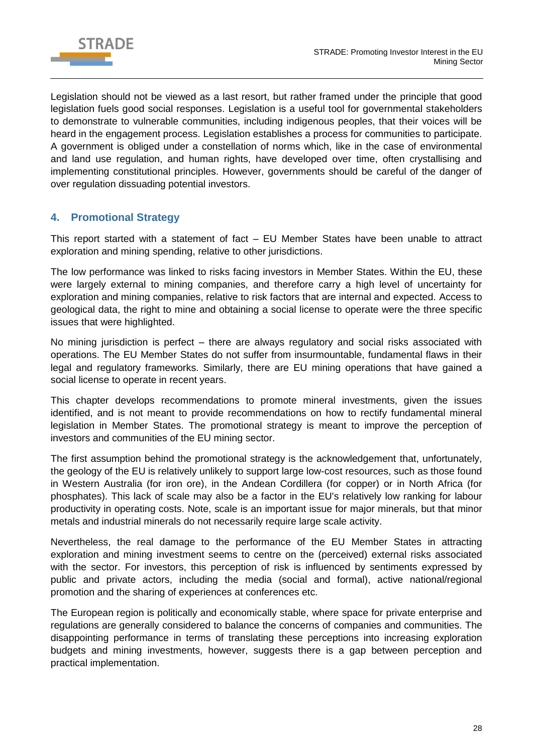Legislation should not be viewed as a last resort, but rather framed under the principle that good legislation fuels good social responses. Legislation is a useful tool for governmental stakeholders to demonstrate to vulnerable communities, including indigenous peoples, that their voices will be heard in the engagement process. Legislation establishes a process for communities to participate. A government is obliged under a constellation of norms which, like in the case of environmental and land use regulation, and human rights, have developed over time, often crystallising and implementing constitutional principles. However, governments should be careful of the danger of over regulation dissuading potential investors.

## 4. Promotional Strategy

This report started with a statement of fact – EU Member States have been unable to attract exploration and mining spending, relative to other jurisdictions.

The low performance was linked to risks facing investors in Member States. Within the EU, these were largely external to mining companies, and therefore carry a high level of uncertainty for exploration and mining companies, relative to risk factors that are internal and expected. Access to geological data, the right to mine and obtaining a social license to operate were the three specific issues that were highlighted.

No mining jurisdiction is perfect – there are always regulatory and social risks associated with operations. The EU Member States do not suffer from insurmountable, fundamental flaws in their legal and regulatory frameworks. Similarly, there are EU mining operations that have gained a social license to operate in recent years.

This chapter develops recommendations to promote mineral investments, given the issues identified, and is not meant to provide recommendations on how to rectify fundamental mineral legislation in Member States. The promotional strategy is meant to improve the perception of investors and communities of the EU mining sector.

The first assumption behind the promotional strategy is the acknowledgement that, unfortunately, the geology of the EU is relatively unlikely to support large low-cost resources, such as those found in Western Australia (for iron ore), in the Andean Cordillera (for copper) or in North Africa (for phosphates). This lack of scale may also be a factor in the EU's relatively low ranking for labour productivity in operating costs. Note, scale is an important issue for major minerals, but that minor metals and industrial minerals do not necessarily require large scale activity.

Nevertheless, the real damage to the performance of the EU Member States in attracting exploration and mining investment seems to centre on the (perceived) external risks associated with the sector. For investors, this perception of risk is influenced by sentiments expressed by public and private actors, including the media (social and formal), active national/regional promotion and the sharing of experiences at conferences etc.

The European region is politically and economically stable, where space for private enterprise and regulations are generally considered to balance the concerns of companies and communities. The disappointing performance in terms of translating these perceptions into increasing exploration budgets and mining investments, however, suggests there is a gap between perception and practical implementation.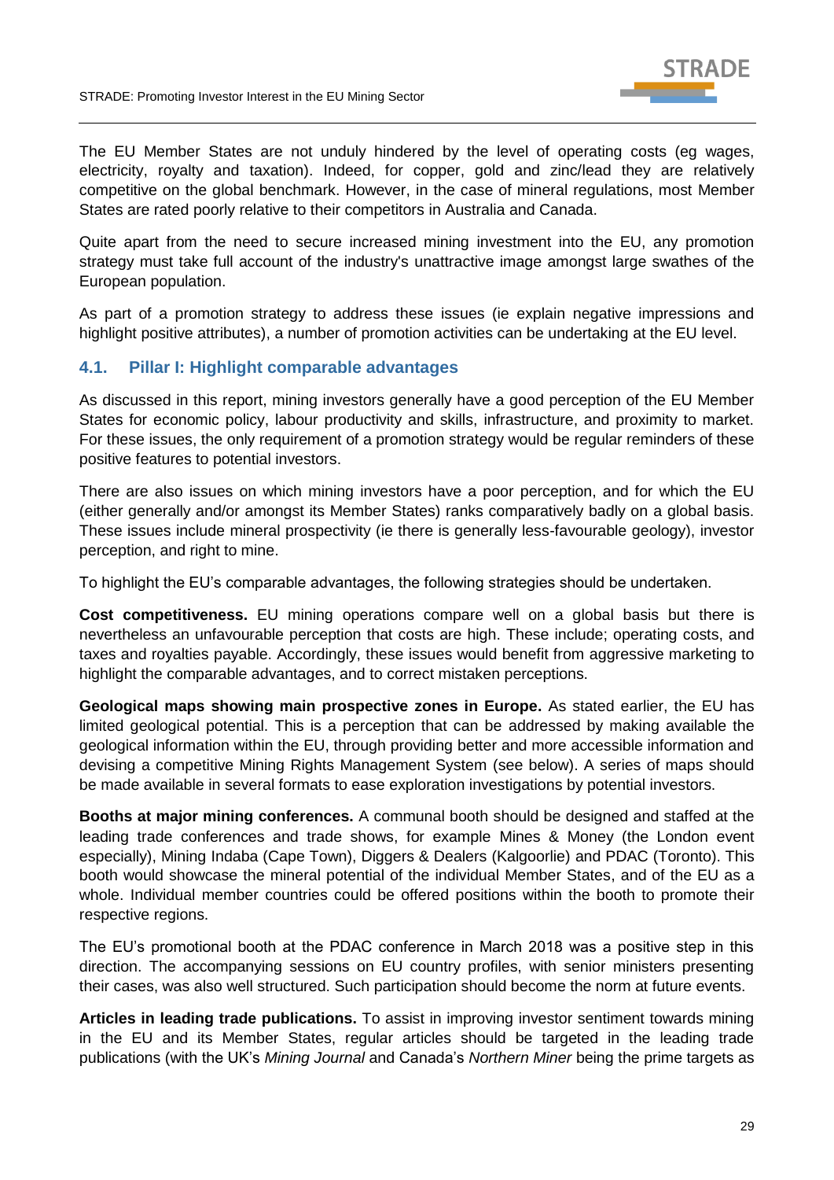The EU Member States are not unduly hindered by the level of operating costs (eg wages, electricity, royalty and taxation). Indeed, for copper, gold and zinc/lead they are relatively competitive on the global benchmark. However, in the case of mineral regulations, most Member States are rated poorly relative to their competitors in Australia and Canada.

Quite apart from the need to secure increased mining investment into the EU, any promotion strategy must take full account of the industry's unattractive image amongst large swathes of the European population.

As part of a promotion strategy to address these issues (ie explain negative impressions and highlight positive attributes), a number of promotion activities can be undertaking at the EU level.

## 4.1. Pillar I: Highlight comparable advantages

As discussed in this report, mining investors generally have a good perception of the EU Member States for economic policy, labour productivity and skills, infrastructure, and proximity to market. For these issues, the only requirement of a promotion strategy would be regular reminders of these positive features to potential investors.

There are also issues on which mining investors have a poor perception, and for which the EU (either generally and/or amongst its Member States) ranks comparatively badly on a global basis. These issues include mineral prospectivity (ie there is generally less-favourable geology), investor perception, and right to mine.

To highlight the EU's comparable advantages, the following strategies should be undertaken.

**Cost competitiveness.** EU mining operations compare well on a global basis but there is nevertheless an unfavourable perception that costs are high. These include; operating costs, and taxes and royalties payable. Accordingly, these issues would benefit from aggressive marketing to highlight the comparable advantages, and to correct mistaken perceptions.

**Geological maps showing main prospective zones in Europe.** As stated earlier, the EU has limited geological potential. This is a perception that can be addressed by making available the geological information within the EU, through providing better and more accessible information and devising a competitive Mining Rights Management System (see below). A series of maps should be made available in several formats to ease exploration investigations by potential investors.

**Booths at major mining conferences.** A communal booth should be designed and staffed at the leading trade conferences and trade shows, for example Mines & Money (the London event especially), Mining Indaba (Cape Town), Diggers & Dealers (Kalgoorlie) and PDAC (Toronto). This booth would showcase the mineral potential of the individual Member States, and of the EU as a whole. Individual member countries could be offered positions within the booth to promote their respective regions.

The EU's promotional booth at the PDAC conference in March 2018 was a positive step in this direction. The accompanying sessions on EU country profiles, with senior ministers presenting their cases, was also well structured. Such participation should become the norm at future events.

**Articles in leading trade publications.** To assist in improving investor sentiment towards mining in the EU and its Member States, regular articles should be targeted in the leading trade publications (with the UK's *Mining Journal* and Canada's *Northern Miner* being the prime targets as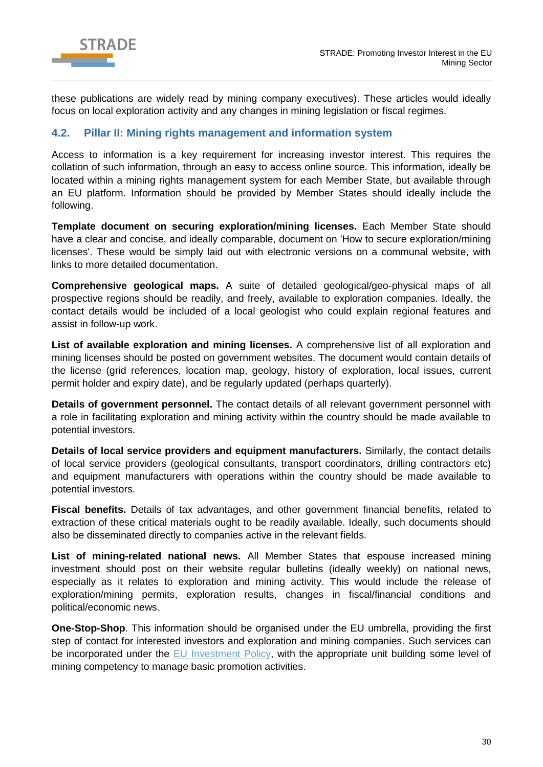these publications are widely read by mining company executives). These articles would ideally focus on local exploration activity and any changes in mining legislation or fiscal regimes.

## 4.2. Pillar II: Mining rights management and information system

Access to information is a key requirement for increasing investor interest. This requires the collation of such information, through an easy to access online source. This information, ideally be located within a mining rights management system for each Member State, but available through an EU platform. Information should be provided by Member States should ideally include the following.

**Template document on securing exploration/mining licenses.** Each Member State should have a clear and concise, and ideally comparable, document on 'How to secure exploration/mining licenses'. These would be simply laid out with electronic versions on a communal website, with links to more detailed documentation.

**Comprehensive geological maps.** A suite of detailed geological/geo-physical maps of all prospective regions should be readily, and freely, available to exploration companies. Ideally, the contact details would be included of a local geologist who could explain regional features and assist in follow-up work.

**List of available exploration and mining licenses.** A comprehensive list of all exploration and mining licenses should be posted on government websites. The document would contain details of the license (grid references, location map, geology, history of exploration, local issues, current permit holder and expiry date), and be regularly updated (perhaps quarterly).

**Details of government personnel.** The contact details of all relevant government personnel with a role in facilitating exploration and mining activity within the country should be made available to potential investors.

**Details of local service providers and equipment manufacturers.** Similarly, the contact details of local service providers (geological consultants, transport coordinators, drilling contractors etc) and equipment manufacturers with operations within the country should be made available to potential investors.

**Fiscal benefits.** Details of tax advantages, and other government financial benefits, related to extraction of these critical materials ought to be readily available. Ideally, such documents should also be disseminated directly to companies active in the relevant fields.

**List of mining-related national news.** All Member States that espouse increased mining investment should post on their website regular bulletins (ideally weekly) on national news, especially as it relates to exploration and mining activity. This would include the release of exploration/mining permits, exploration results, changes in fiscal/financial conditions and political/economic news.

**One-Stop-Shop**. This information should be organised under the EU umbrella, providing the first step of contact for interested investors and exploration and mining companies. Such services can be incorporated under the EU Investment Policy, with the appropriate unit building some level of mining competency to manage basic promotion activities.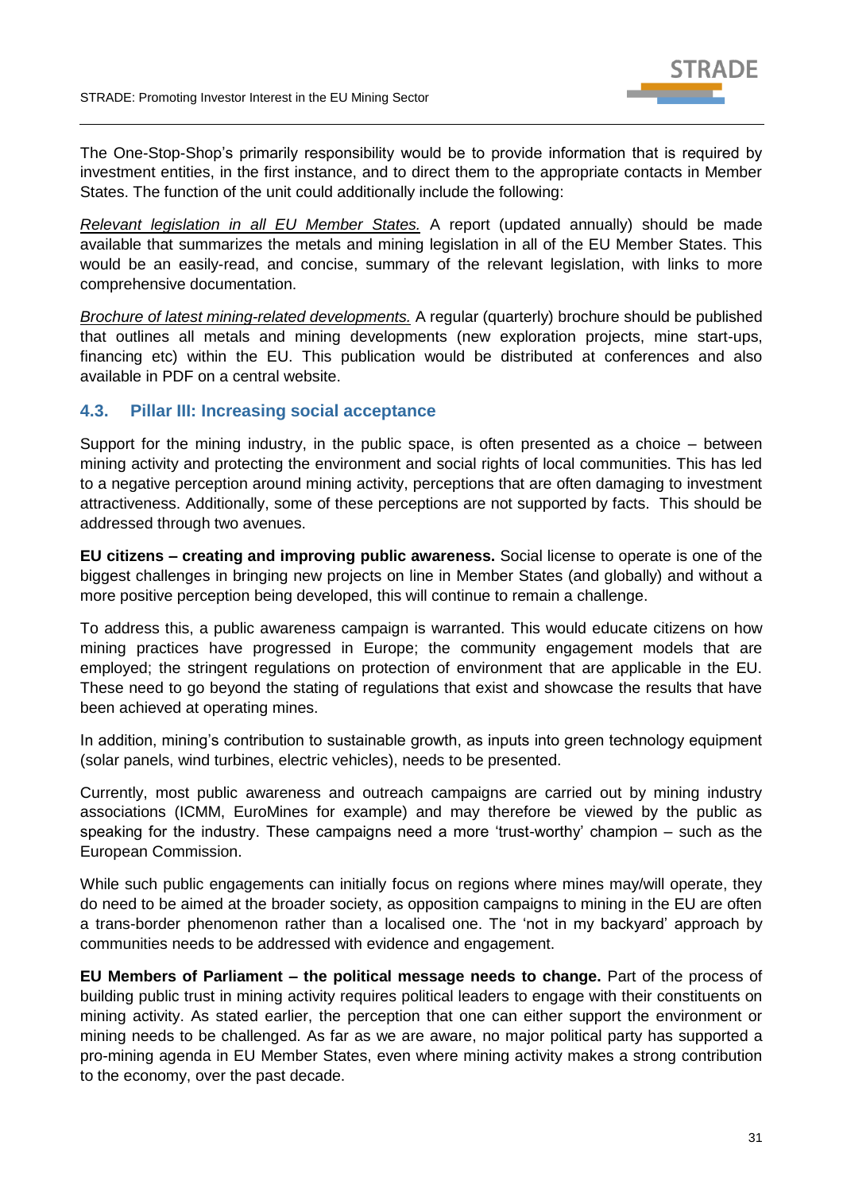The One-Stop-Shop's primarily responsibility would be to provide information that is required by investment entities, in the first instance, and to direct them to the appropriate contacts in Member States. The function of the unit could additionally include the following:

*Relevant legislation in all EU Member States.* A report (updated annually) should be made available that summarizes the metals and mining legislation in all of the EU Member States. This would be an easily-read, and concise, summary of the relevant legislation, with links to more comprehensive documentation.

*Brochure of latest mining-related developments.* A regular (quarterly) brochure should be published that outlines all metals and mining developments (new exploration projects, mine start-ups, financing etc) within the EU. This publication would be distributed at conferences and also available in PDF on a central website.

### 4.3. Pillar III: Increasing social acceptance

Support for the mining industry, in the public space, is often presented as a choice – between mining activity and protecting the environment and social rights of local communities. This has led to a negative perception around mining activity, perceptions that are often damaging to investment attractiveness. Additionally, some of these perceptions are not supported by facts. This should be addressed through two avenues.

**EU citizens – creating and improving public awareness.** Social license to operate is one of the biggest challenges in bringing new projects on line in Member States (and globally) and without a more positive perception being developed, this will continue to remain a challenge.

To address this, a public awareness campaign is warranted. This would educate citizens on how mining practices have progressed in Europe; the community engagement models that are employed; the stringent regulations on protection of environment that are applicable in the EU. These need to go beyond the stating of regulations that exist and showcase the results that have been achieved at operating mines.

In addition, mining's contribution to sustainable growth, as inputs into green technology equipment (solar panels, wind turbines, electric vehicles), needs to be presented.

Currently, most public awareness and outreach campaigns are carried out by mining industry associations (ICMM, EuroMines for example) and may therefore be viewed by the public as speaking for the industry. These campaigns need a more 'trust-worthy' champion – such as the European Commission.

While such public engagements can initially focus on regions where mines may/will operate, they do need to be aimed at the broader society, as opposition campaigns to mining in the EU are often a trans-border phenomenon rather than a localised one. The 'not in my backyard' approach by communities needs to be addressed with evidence and engagement.

**EU Members of Parliament – the political message needs to change.** Part of the process of building public trust in mining activity requires political leaders to engage with their constituents on mining activity. As stated earlier, the perception that one can either support the environment or mining needs to be challenged. As far as we are aware, no major political party has supported a pro-mining agenda in EU Member States, even where mining activity makes a strong contribution to the economy, over the past decade.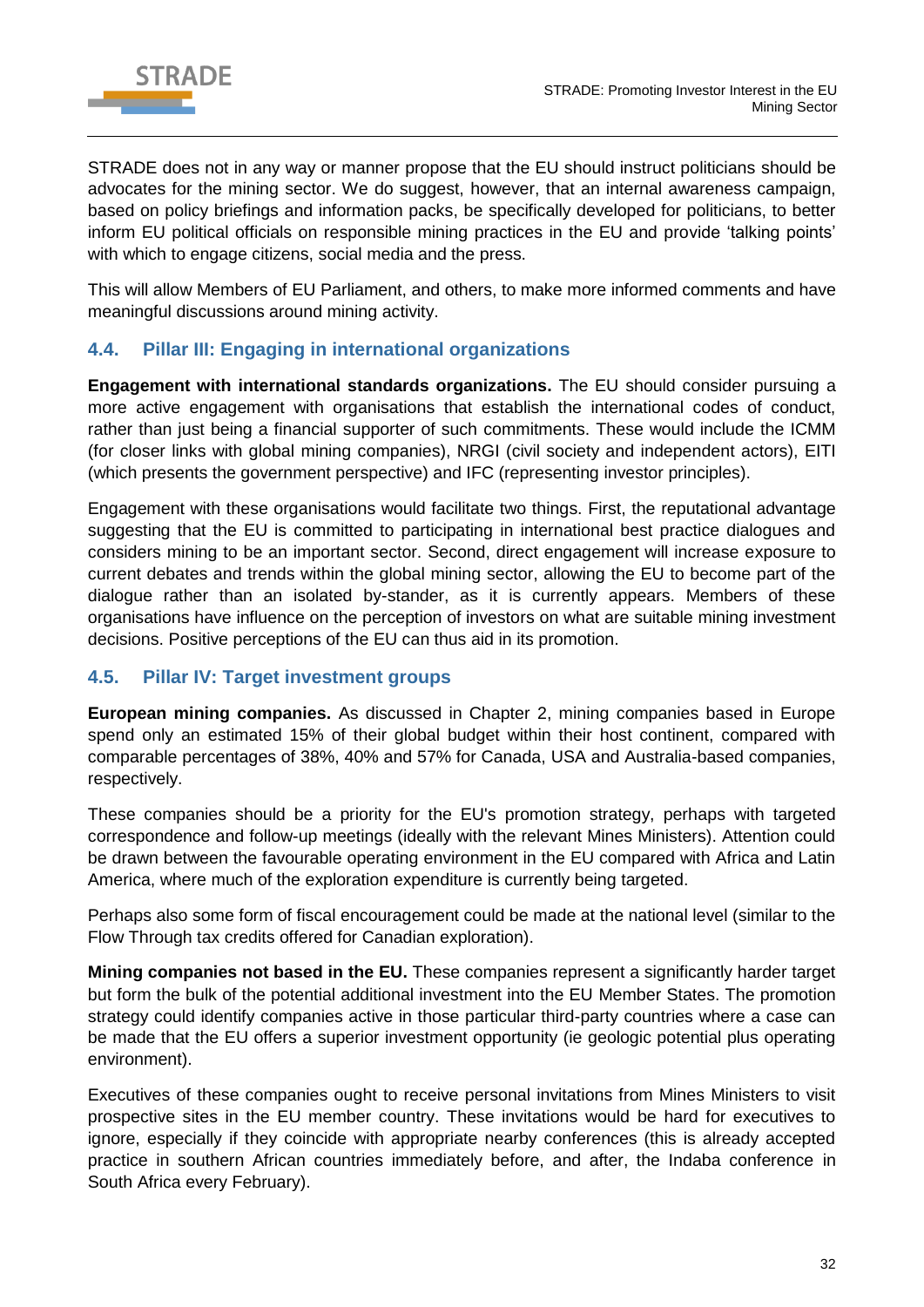STRADE does not in any way or manner propose that the EU should instruct politicians should be advocates for the mining sector. We do suggest, however, that an internal awareness campaign, based on policy briefings and information packs, be specifically developed for politicians, to better inform EU political officials on responsible mining practices in the EU and provide 'talking points' with which to engage citizens, social media and the press.

This will allow Members of EU Parliament, and others, to make more informed comments and have meaningful discussions around mining activity.

## 4.4. Pillar III: Engaging in international organizations

**Engagement with international standards organizations.** The EU should consider pursuing a more active engagement with organisations that establish the international codes of conduct, rather than just being a financial supporter of such commitments. These would include the ICMM (for closer links with global mining companies), NRGI (civil society and independent actors), EITI (which presents the government perspective) and IFC (representing investor principles).

Engagement with these organisations would facilitate two things. First, the reputational advantage suggesting that the EU is committed to participating in international best practice dialogues and considers mining to be an important sector. Second, direct engagement will increase exposure to current debates and trends within the global mining sector, allowing the EU to become part of the dialogue rather than an isolated by-stander, as it is currently appears. Members of these organisations have influence on the perception of investors on what are suitable mining investment decisions. Positive perceptions of the EU can thus aid in its promotion.

## 4.5. Pillar IV: Target investment groups

**European mining companies.** As discussed in Chapter 2, mining companies based in Europe spend only an estimated 15% of their global budget within their host continent, compared with comparable percentages of 38%, 40% and 57% for Canada, USA and Australia-based companies, respectively.

These companies should be a priority for the EU's promotion strategy, perhaps with targeted correspondence and follow-up meetings (ideally with the relevant Mines Ministers). Attention could be drawn between the favourable operating environment in the EU compared with Africa and Latin America, where much of the exploration expenditure is currently being targeted.

Perhaps also some form of fiscal encouragement could be made at the national level (similar to the Flow Through tax credits offered for Canadian exploration).

**Mining companies not based in the EU.** These companies represent a significantly harder target but form the bulk of the potential additional investment into the EU Member States. The promotion strategy could identify companies active in those particular third-party countries where a case can be made that the EU offers a superior investment opportunity (ie geologic potential plus operating environment).

Executives of these companies ought to receive personal invitations from Mines Ministers to visit prospective sites in the EU member country. These invitations would be hard for executives to ignore, especially if they coincide with appropriate nearby conferences (this is already accepted practice in southern African countries immediately before, and after, the Indaba conference in South Africa every February).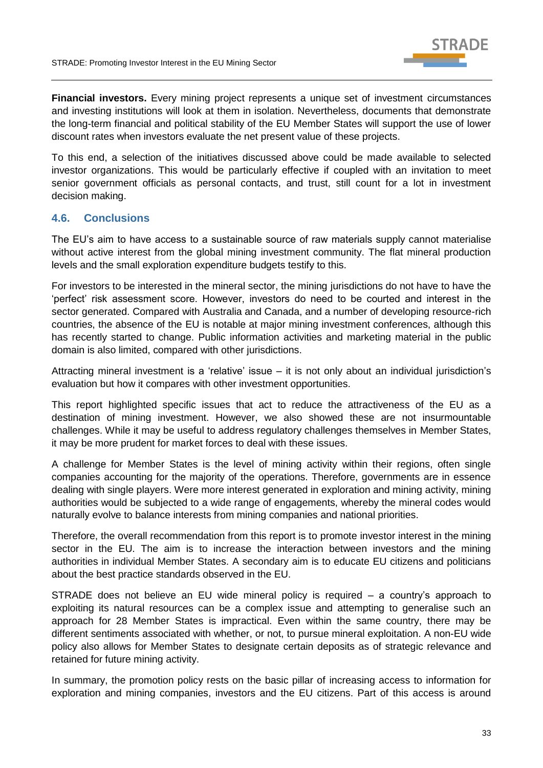**Financial investors.** Every mining project represents a unique set of investment circumstances and investing institutions will look at them in isolation. Nevertheless, documents that demonstrate the long-term financial and political stability of the EU Member States will support the use of lower discount rates when investors evaluate the net present value of these projects.

To this end, a selection of the initiatives discussed above could be made available to selected investor organizations. This would be particularly effective if coupled with an invitation to meet senior government officials as personal contacts, and trust, still count for a lot in investment decision making.

## 4.6. Conclusions

The EU's aim to have access to a sustainable source of raw materials supply cannot materialise without active interest from the global mining investment community. The flat mineral production levels and the small exploration expenditure budgets testify to this.

For investors to be interested in the mineral sector, the mining jurisdictions do not have to have the 'perfect' risk assessment score. However, investors do need to be courted and interest in the sector generated. Compared with Australia and Canada, and a number of developing resource-rich countries, the absence of the EU is notable at major mining investment conferences, although this has recently started to change. Public information activities and marketing material in the public domain is also limited, compared with other jurisdictions.

Attracting mineral investment is a 'relative' issue – it is not only about an individual jurisdiction's evaluation but how it compares with other investment opportunities.

This report highlighted specific issues that act to reduce the attractiveness of the EU as a destination of mining investment. However, we also showed these are not insurmountable challenges. While it may be useful to address regulatory challenges themselves in Member States, it may be more prudent for market forces to deal with these issues.

A challenge for Member States is the level of mining activity within their regions, often single companies accounting for the majority of the operations. Therefore, governments are in essence dealing with single players. Were more interest generated in exploration and mining activity, mining authorities would be subjected to a wide range of engagements, whereby the mineral codes would naturally evolve to balance interests from mining companies and national priorities.

Therefore, the overall recommendation from this report is to promote investor interest in the mining sector in the EU. The aim is to increase the interaction between investors and the mining authorities in individual Member States. A secondary aim is to educate EU citizens and politicians about the best practice standards observed in the EU.

STRADE does not believe an EU wide mineral policy is required – a country's approach to exploiting its natural resources can be a complex issue and attempting to generalise such an approach for 28 Member States is impractical. Even within the same country, there may be different sentiments associated with whether, or not, to pursue mineral exploitation. A non-EU wide policy also allows for Member States to designate certain deposits as of strategic relevance and retained for future mining activity.

In summary, the promotion policy rests on the basic pillar of increasing access to information for exploration and mining companies, investors and the EU citizens. Part of this access is around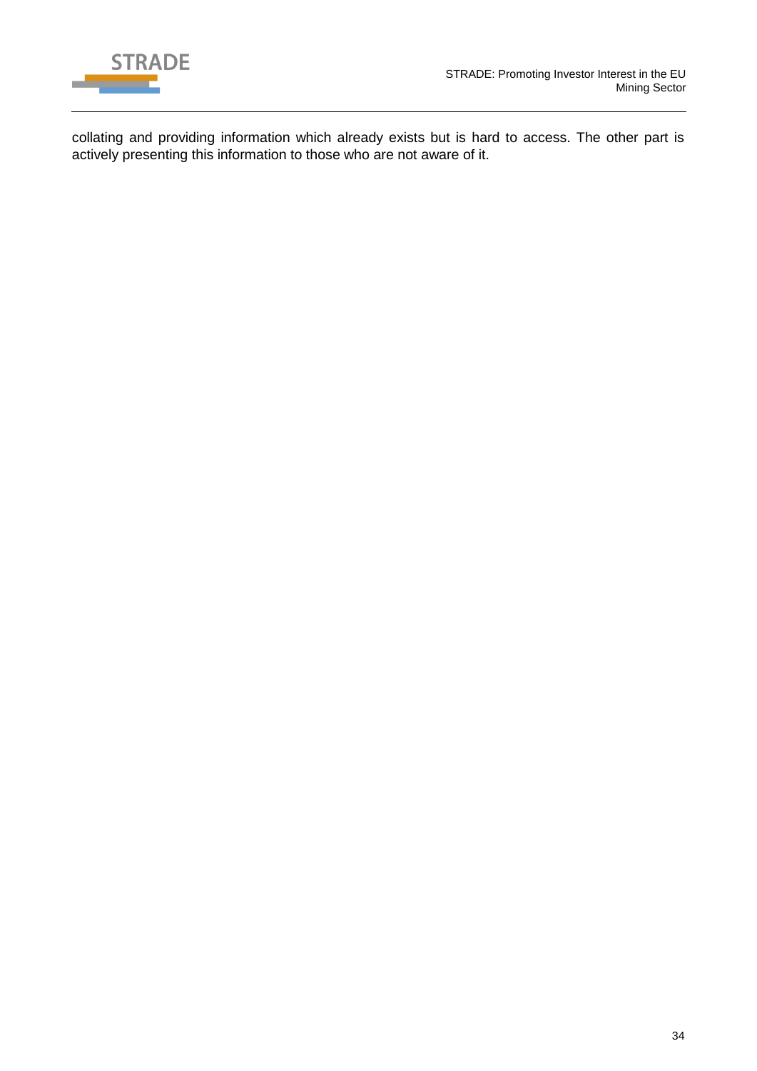collating and providing information which already exists but is hard to access. The other part is actively presenting this information to those who are not aware of it.